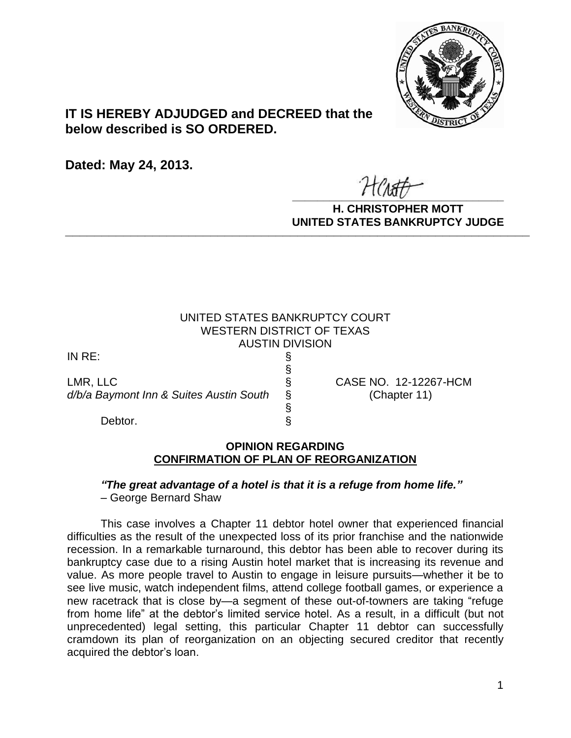**IT IS HEREBY ADJUDGED and DECREED that the below described is SO ORDERED.**

**Dated: May 24, 2013.**

**H. CHRISTOPHER MOTT**
**UNITED STATES BANKRUPTCY JUDGE**

---

UNITED STATES BANKRUPTCY COURT
WESTERN DISTRICT OF TEXAS
AUSTIN DIVISION

| | | |
|---|---|---|
| IN RE: | § | |
| | § | |
| LMR, LLC | § | CASE NO. 12-12267-HCM |
| *d/b/a Baymont Inn & Suites Austin South* | § | (Chapter 11) |
| | § | |
| Debtor. | § | |

**OPINION REGARDING**
**CONFIRMATION OF PLAN OF REORGANIZATION**

***"The great advantage of a hotel is that it is a refuge from home life."***
– George Bernard Shaw

This case involves a Chapter 11 debtor hotel owner that experienced financial difficulties as the result of the unexpected loss of its prior franchise and the nationwide recession. In a remarkable turnaround, this debtor has been able to recover during its bankruptcy case due to a rising Austin hotel market that is increasing its revenue and value. As more people travel to Austin to engage in leisure pursuits—whether it be to see live music, watch independent films, attend college football games, or experience a new racetrack that is close by—a segment of these out-of-towners are taking "refuge from home life" at the debtor's limited service hotel. As a result, in a difficult (but not unprecedented) legal setting, this particular Chapter 11 debtor can successfully cramdown its plan of reorganization on an objecting secured creditor that recently acquired the debtor's loan.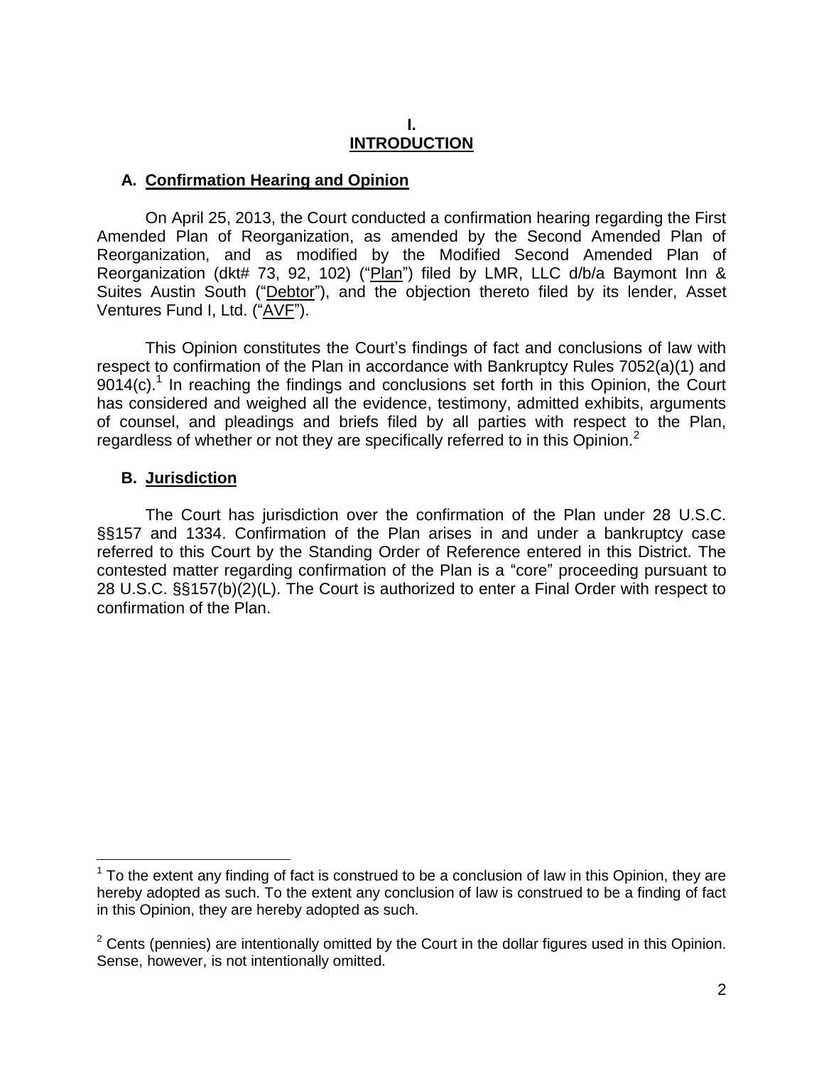# I.
# INTRODUCTION

## A. Confirmation Hearing and Opinion

On April 25, 2013, the Court conducted a confirmation hearing regarding the First Amended Plan of Reorganization, as amended by the Second Amended Plan of Reorganization, and as modified by the Modified Second Amended Plan of Reorganization (dkt# 73, 92, 102) ("Plan") filed by LMR, LLC d/b/a Baymont Inn & Suites Austin South ("Debtor"), and the objection thereto filed by its lender, Asset Ventures Fund I, Ltd. ("AVF").

This Opinion constitutes the Court's findings of fact and conclusions of law with respect to confirmation of the Plan in accordance with Bankruptcy Rules 7052(a)(1) and 9014(c).[1] In reaching the findings and conclusions set forth in this Opinion, the Court has considered and weighed all the evidence, testimony, admitted exhibits, arguments of counsel, and pleadings and briefs filed by all parties with respect to the Plan, regardless of whether or not they are specifically referred to in this Opinion.[2]

## B. Jurisdiction

The Court has jurisdiction over the confirmation of the Plan under 28 U.S.C. §§157 and 1334. Confirmation of the Plan arises in and under a bankruptcy case referred to this Court by the Standing Order of Reference entered in this District. The contested matter regarding confirmation of the Plan is a "core" proceeding pursuant to 28 U.S.C. §§157(b)(2)(L). The Court is authorized to enter a Final Order with respect to confirmation of the Plan.

---

[1] To the extent any finding of fact is construed to be a conclusion of law in this Opinion, they are hereby adopted as such. To the extent any conclusion of law is construed to be a finding of fact in this Opinion, they are hereby adopted as such.

[2] Cents (pennies) are intentionally omitted by the Court in the dollar figures used in this Opinion. Sense, however, is not intentionally omitted.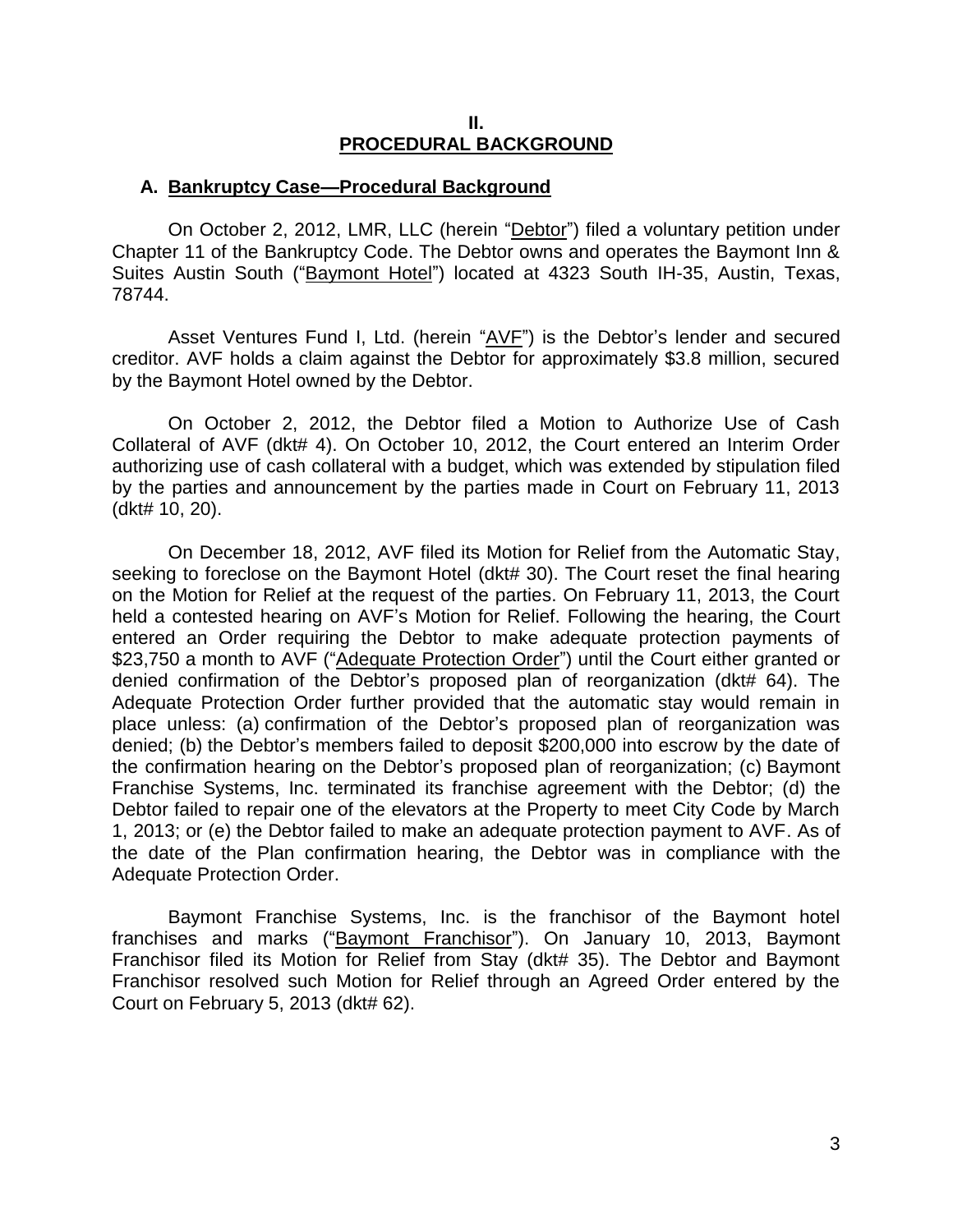## II.
## PROCEDURAL BACKGROUND

### A. Bankruptcy Case—Procedural Background

On October 2, 2012, LMR, LLC (herein "Debtor") filed a voluntary petition under Chapter 11 of the Bankruptcy Code. The Debtor owns and operates the Baymont Inn & Suites Austin South ("Baymont Hotel") located at 4323 South IH-35, Austin, Texas, 78744.

Asset Ventures Fund I, Ltd. (herein "AVF") is the Debtor's lender and secured creditor. AVF holds a claim against the Debtor for approximately $3.8 million, secured by the Baymont Hotel owned by the Debtor.

On October 2, 2012, the Debtor filed a Motion to Authorize Use of Cash Collateral of AVF (dkt# 4). On October 10, 2012, the Court entered an Interim Order authorizing use of cash collateral with a budget, which was extended by stipulation filed by the parties and announcement by the parties made in Court on February 11, 2013 (dkt# 10, 20).

On December 18, 2012, AVF filed its Motion for Relief from the Automatic Stay, seeking to foreclose on the Baymont Hotel (dkt# 30). The Court reset the final hearing on the Motion for Relief at the request of the parties. On February 11, 2013, the Court held a contested hearing on AVF's Motion for Relief. Following the hearing, the Court entered an Order requiring the Debtor to make adequate protection payments of $23,750 a month to AVF ("Adequate Protection Order") until the Court either granted or denied confirmation of the Debtor's proposed plan of reorganization (dkt# 64). The Adequate Protection Order further provided that the automatic stay would remain in place unless: (a) confirmation of the Debtor's proposed plan of reorganization was denied; (b) the Debtor's members failed to deposit $200,000 into escrow by the date of the confirmation hearing on the Debtor's proposed plan of reorganization; (c) Baymont Franchise Systems, Inc. terminated its franchise agreement with the Debtor; (d) the Debtor failed to repair one of the elevators at the Property to meet City Code by March 1, 2013; or (e) the Debtor failed to make an adequate protection payment to AVF. As of the date of the Plan confirmation hearing, the Debtor was in compliance with the Adequate Protection Order.

Baymont Franchise Systems, Inc. is the franchisor of the Baymont hotel franchises and marks ("Baymont Franchisor"). On January 10, 2013, Baymont Franchisor filed its Motion for Relief from Stay (dkt# 35). The Debtor and Baymont Franchisor resolved such Motion for Relief through an Agreed Order entered by the Court on February 5, 2013 (dkt# 62).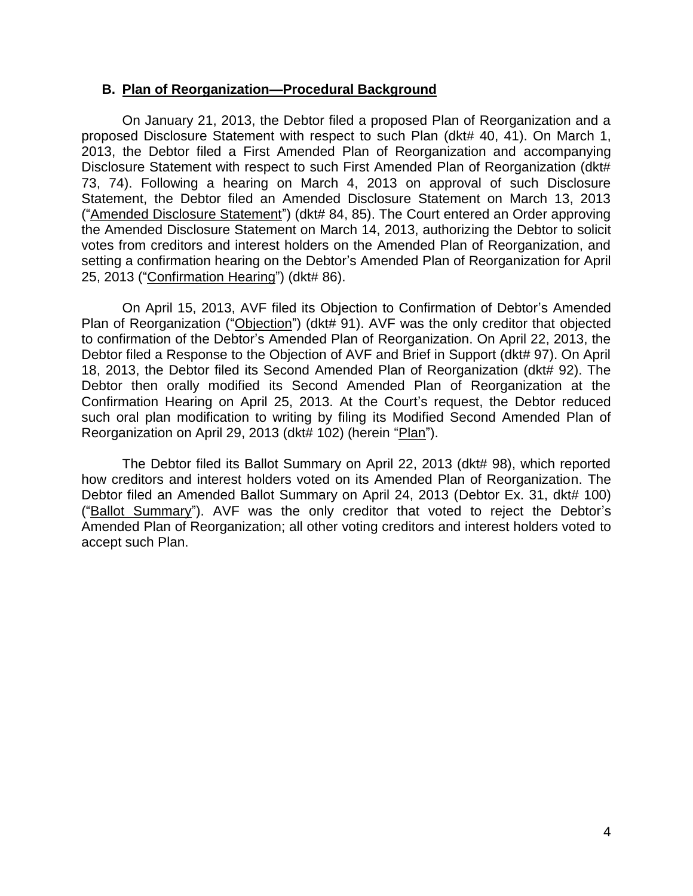### B. <u>Plan of Reorganization—Procedural Background</u>

On January 21, 2013, the Debtor filed a proposed Plan of Reorganization and a proposed Disclosure Statement with respect to such Plan (dkt# 40, 41). On March 1, 2013, the Debtor filed a First Amended Plan of Reorganization and accompanying Disclosure Statement with respect to such First Amended Plan of Reorganization (dkt# 73, 74). Following a hearing on March 4, 2013 on approval of such Disclosure Statement, the Debtor filed an Amended Disclosure Statement on March 13, 2013 ("<u>Amended Disclosure Statement</u>") (dkt# 84, 85). The Court entered an Order approving the Amended Disclosure Statement on March 14, 2013, authorizing the Debtor to solicit votes from creditors and interest holders on the Amended Plan of Reorganization, and setting a confirmation hearing on the Debtor's Amended Plan of Reorganization for April 25, 2013 ("<u>Confirmation Hearing</u>") (dkt# 86).

On April 15, 2013, AVF filed its Objection to Confirmation of Debtor's Amended Plan of Reorganization ("<u>Objection</u>") (dkt# 91). AVF was the only creditor that objected to confirmation of the Debtor's Amended Plan of Reorganization. On April 22, 2013, the Debtor filed a Response to the Objection of AVF and Brief in Support (dkt# 97). On April 18, 2013, the Debtor filed its Second Amended Plan of Reorganization (dkt# 92). The Debtor then orally modified its Second Amended Plan of Reorganization at the Confirmation Hearing on April 25, 2013. At the Court's request, the Debtor reduced such oral plan modification to writing by filing its Modified Second Amended Plan of Reorganization on April 29, 2013 (dkt# 102) (herein "<u>Plan</u>").

The Debtor filed its Ballot Summary on April 22, 2013 (dkt# 98), which reported how creditors and interest holders voted on its Amended Plan of Reorganization. The Debtor filed an Amended Ballot Summary on April 24, 2013 (Debtor Ex. 31, dkt# 100) ("<u>Ballot Summary</u>"). AVF was the only creditor that voted to reject the Debtor's Amended Plan of Reorganization; all other voting creditors and interest holders voted to accept such Plan.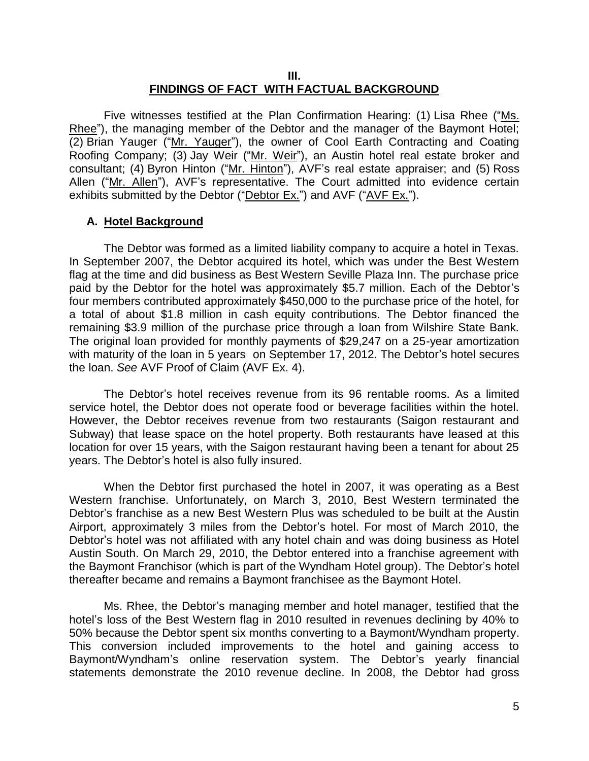## III.
## FINDINGS OF FACT WITH FACTUAL BACKGROUND

Five witnesses testified at the Plan Confirmation Hearing: (1) Lisa Rhee ("Ms. Rhee"), the managing member of the Debtor and the manager of the Baymont Hotel; (2) Brian Yauger ("Mr. Yauger"), the owner of Cool Earth Contracting and Coating Roofing Company; (3) Jay Weir ("Mr. Weir"), an Austin hotel real estate broker and consultant; (4) Byron Hinton ("Mr. Hinton"), AVF's real estate appraiser; and (5) Ross Allen ("Mr. Allen"), AVF's representative. The Court admitted into evidence certain exhibits submitted by the Debtor ("Debtor Ex.") and AVF ("AVF Ex.").

### A. Hotel Background

The Debtor was formed as a limited liability company to acquire a hotel in Texas. In September 2007, the Debtor acquired its hotel, which was under the Best Western flag at the time and did business as Best Western Seville Plaza Inn. The purchase price paid by the Debtor for the hotel was approximately $5.7 million. Each of the Debtor's four members contributed approximately $450,000 to the purchase price of the hotel, for a total of about $1.8 million in cash equity contributions. The Debtor financed the remaining $3.9 million of the purchase price through a loan from Wilshire State Bank. The original loan provided for monthly payments of $29,247 on a 25-year amortization with maturity of the loan in 5 years on September 17, 2012. The Debtor's hotel secures the loan. *See* AVF Proof of Claim (AVF Ex. 4).

The Debtor's hotel receives revenue from its 96 rentable rooms. As a limited service hotel, the Debtor does not operate food or beverage facilities within the hotel. However, the Debtor receives revenue from two restaurants (Saigon restaurant and Subway) that lease space on the hotel property. Both restaurants have leased at this location for over 15 years, with the Saigon restaurant having been a tenant for about 25 years. The Debtor's hotel is also fully insured.

When the Debtor first purchased the hotel in 2007, it was operating as a Best Western franchise. Unfortunately, on March 3, 2010, Best Western terminated the Debtor's franchise as a new Best Western Plus was scheduled to be built at the Austin Airport, approximately 3 miles from the Debtor's hotel. For most of March 2010, the Debtor's hotel was not affiliated with any hotel chain and was doing business as Hotel Austin South. On March 29, 2010, the Debtor entered into a franchise agreement with the Baymont Franchisor (which is part of the Wyndham Hotel group). The Debtor's hotel thereafter became and remains a Baymont franchisee as the Baymont Hotel.

Ms. Rhee, the Debtor's managing member and hotel manager, testified that the hotel's loss of the Best Western flag in 2010 resulted in revenues declining by 40% to 50% because the Debtor spent six months converting to a Baymont/Wyndham property. This conversion included improvements to the hotel and gaining access to Baymont/Wyndham's online reservation system. The Debtor's yearly financial statements demonstrate the 2010 revenue decline. In 2008, the Debtor had gross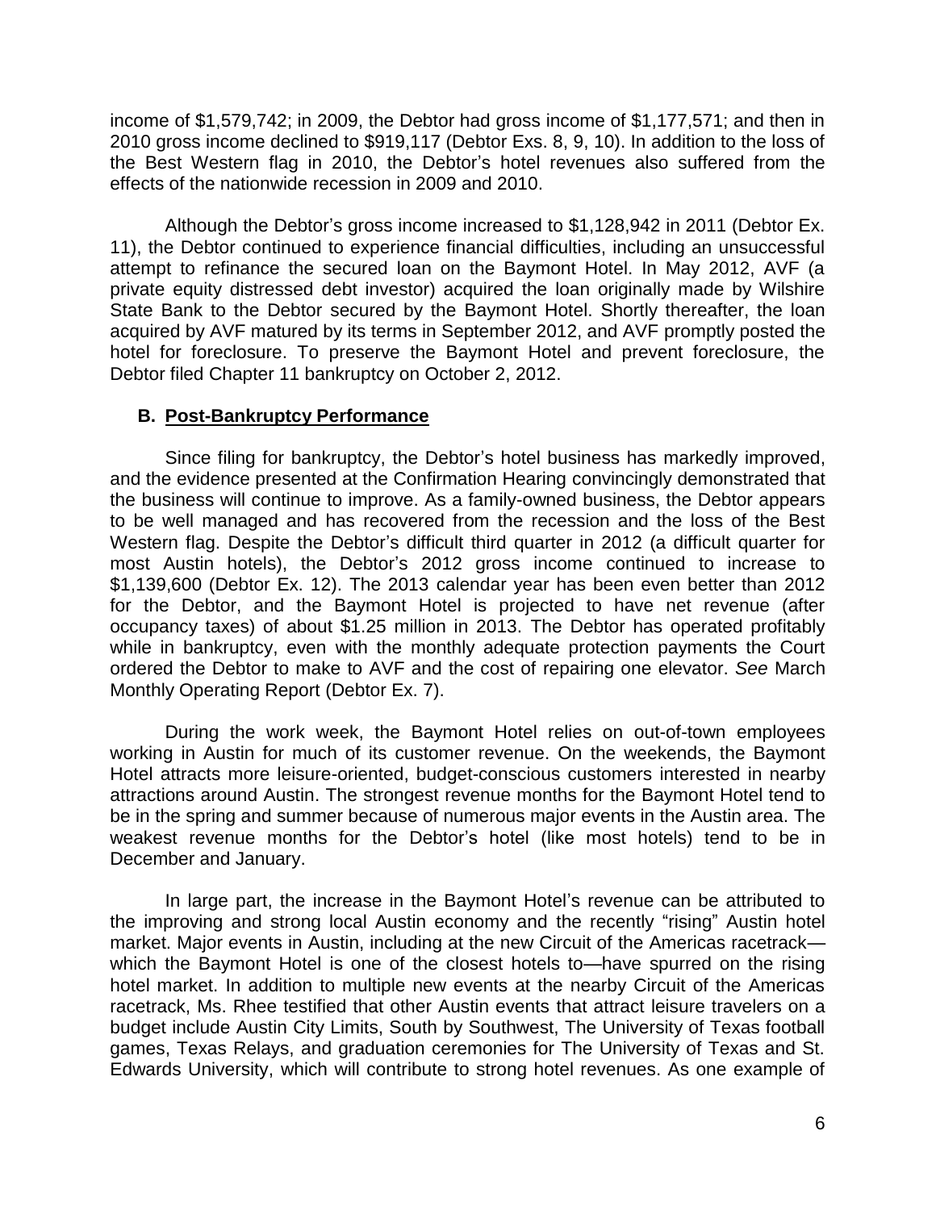income of $1,579,742; in 2009, the Debtor had gross income of $1,177,571; and then in 2010 gross income declined to $919,117 (Debtor Exs. 8, 9, 10). In addition to the loss of the Best Western flag in 2010, the Debtor's hotel revenues also suffered from the effects of the nationwide recession in 2009 and 2010.

Although the Debtor's gross income increased to $1,128,942 in 2011 (Debtor Ex. 11), the Debtor continued to experience financial difficulties, including an unsuccessful attempt to refinance the secured loan on the Baymont Hotel. In May 2012, AVF (a private equity distressed debt investor) acquired the loan originally made by Wilshire State Bank to the Debtor secured by the Baymont Hotel. Shortly thereafter, the loan acquired by AVF matured by its terms in September 2012, and AVF promptly posted the hotel for foreclosure. To preserve the Baymont Hotel and prevent foreclosure, the Debtor filed Chapter 11 bankruptcy on October 2, 2012.

### B. Post-Bankruptcy Performance

Since filing for bankruptcy, the Debtor's hotel business has markedly improved, and the evidence presented at the Confirmation Hearing convincingly demonstrated that the business will continue to improve. As a family-owned business, the Debtor appears to be well managed and has recovered from the recession and the loss of the Best Western flag. Despite the Debtor's difficult third quarter in 2012 (a difficult quarter for most Austin hotels), the Debtor's 2012 gross income continued to increase to $1,139,600 (Debtor Ex. 12). The 2013 calendar year has been even better than 2012 for the Debtor, and the Baymont Hotel is projected to have net revenue (after occupancy taxes) of about $1.25 million in 2013. The Debtor has operated profitably while in bankruptcy, even with the monthly adequate protection payments the Court ordered the Debtor to make to AVF and the cost of repairing one elevator. *See* March Monthly Operating Report (Debtor Ex. 7).

During the work week, the Baymont Hotel relies on out-of-town employees working in Austin for much of its customer revenue. On the weekends, the Baymont Hotel attracts more leisure-oriented, budget-conscious customers interested in nearby attractions around Austin. The strongest revenue months for the Baymont Hotel tend to be in the spring and summer because of numerous major events in the Austin area. The weakest revenue months for the Debtor's hotel (like most hotels) tend to be in December and January.

In large part, the increase in the Baymont Hotel's revenue can be attributed to the improving and strong local Austin economy and the recently "rising" Austin hotel market. Major events in Austin, including at the new Circuit of the Americas racetrack—which the Baymont Hotel is one of the closest hotels to—have spurred on the rising hotel market. In addition to multiple new events at the nearby Circuit of the Americas racetrack, Ms. Rhee testified that other Austin events that attract leisure travelers on a budget include Austin City Limits, South by Southwest, The University of Texas football games, Texas Relays, and graduation ceremonies for The University of Texas and St. Edwards University, which will contribute to strong hotel revenues. As one example of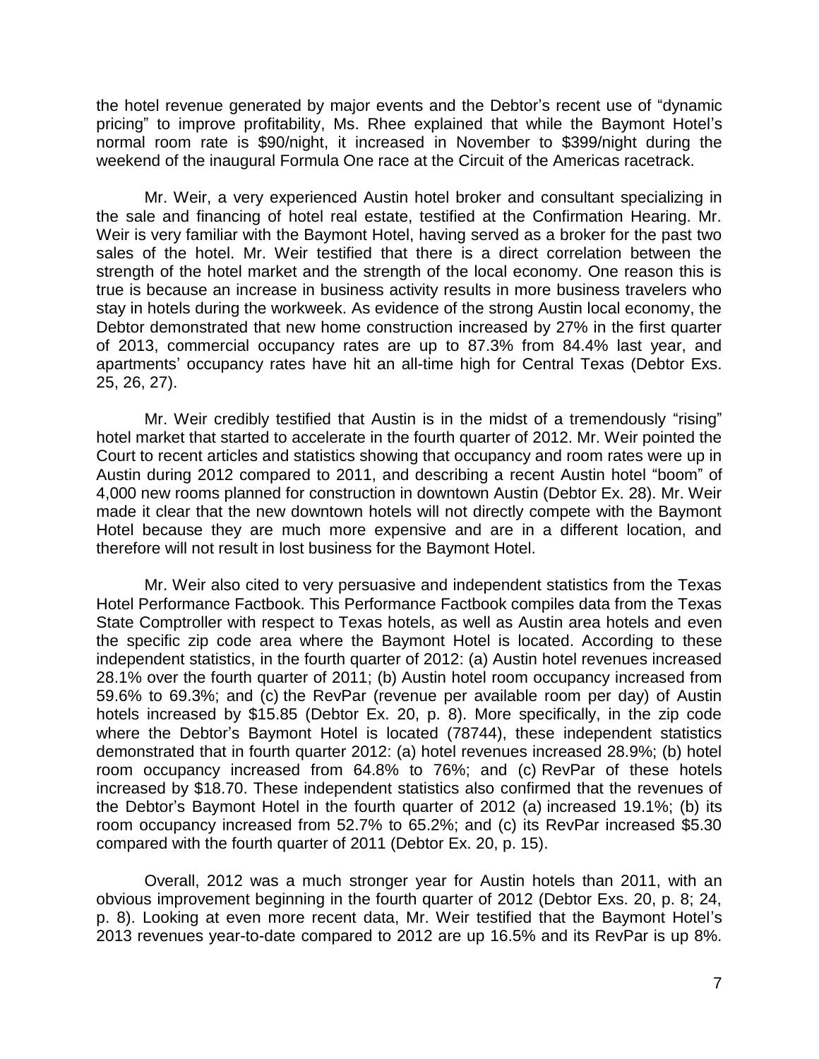the hotel revenue generated by major events and the Debtor's recent use of "dynamic pricing" to improve profitability, Ms. Rhee explained that while the Baymont Hotel's normal room rate is \$90/night, it increased in November to \$399/night during the weekend of the inaugural Formula One race at the Circuit of the Americas racetrack.

Mr. Weir, a very experienced Austin hotel broker and consultant specializing in the sale and financing of hotel real estate, testified at the Confirmation Hearing. Mr. Weir is very familiar with the Baymont Hotel, having served as a broker for the past two sales of the hotel. Mr. Weir testified that there is a direct correlation between the strength of the hotel market and the strength of the local economy. One reason this is true is because an increase in business activity results in more business travelers who stay in hotels during the workweek. As evidence of the strong Austin local economy, the Debtor demonstrated that new home construction increased by 27% in the first quarter of 2013, commercial occupancy rates are up to 87.3% from 84.4% last year, and apartments' occupancy rates have hit an all-time high for Central Texas (Debtor Exs. 25, 26, 27).

Mr. Weir credibly testified that Austin is in the midst of a tremendously "rising" hotel market that started to accelerate in the fourth quarter of 2012. Mr. Weir pointed the Court to recent articles and statistics showing that occupancy and room rates were up in Austin during 2012 compared to 2011, and describing a recent Austin hotel "boom" of 4,000 new rooms planned for construction in downtown Austin (Debtor Ex. 28). Mr. Weir made it clear that the new downtown hotels will not directly compete with the Baymont Hotel because they are much more expensive and are in a different location, and therefore will not result in lost business for the Baymont Hotel.

Mr. Weir also cited to very persuasive and independent statistics from the Texas Hotel Performance Factbook. This Performance Factbook compiles data from the Texas State Comptroller with respect to Texas hotels, as well as Austin area hotels and even the specific zip code area where the Baymont Hotel is located. According to these independent statistics, in the fourth quarter of 2012: (a) Austin hotel revenues increased 28.1% over the fourth quarter of 2011; (b) Austin hotel room occupancy increased from 59.6% to 69.3%; and (c) the RevPar (revenue per available room per day) of Austin hotels increased by \$15.85 (Debtor Ex. 20, p. 8). More specifically, in the zip code where the Debtor's Baymont Hotel is located (78744), these independent statistics demonstrated that in fourth quarter 2012: (a) hotel revenues increased 28.9%; (b) hotel room occupancy increased from 64.8% to 76%; and (c) RevPar of these hotels increased by \$18.70. These independent statistics also confirmed that the revenues of the Debtor's Baymont Hotel in the fourth quarter of 2012 (a) increased 19.1%; (b) its room occupancy increased from 52.7% to 65.2%; and (c) its RevPar increased \$5.30 compared with the fourth quarter of 2011 (Debtor Ex. 20, p. 15).

Overall, 2012 was a much stronger year for Austin hotels than 2011, with an obvious improvement beginning in the fourth quarter of 2012 (Debtor Exs. 20, p. 8; 24, p. 8). Looking at even more recent data, Mr. Weir testified that the Baymont Hotel's 2013 revenues year-to-date compared to 2012 are up 16.5% and its RevPar is up 8%.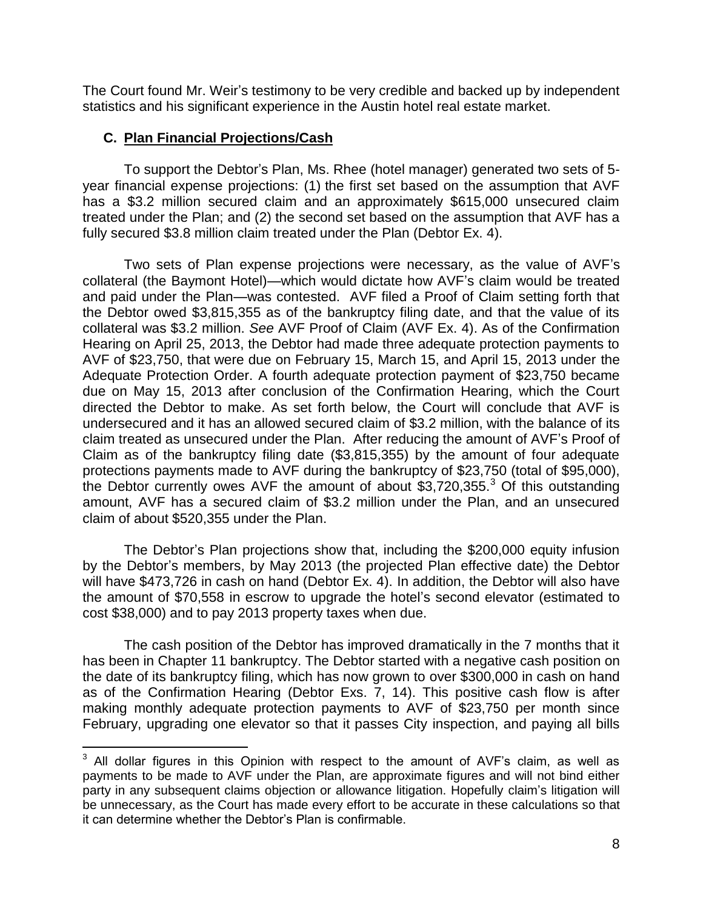The Court found Mr. Weir's testimony to be very credible and backed up by independent statistics and his significant experience in the Austin hotel real estate market.

### C. <u>Plan Financial Projections/Cash</u>

To support the Debtor's Plan, Ms. Rhee (hotel manager) generated two sets of 5-year financial expense projections: (1) the first set based on the assumption that AVF has a \$3.2 million secured claim and an approximately \$615,000 unsecured claim treated under the Plan; and (2) the second set based on the assumption that AVF has a fully secured \$3.8 million claim treated under the Plan (Debtor Ex. 4).

Two sets of Plan expense projections were necessary, as the value of AVF's collateral (the Baymont Hotel)—which would dictate how AVF's claim would be treated and paid under the Plan—was contested. AVF filed a Proof of Claim setting forth that the Debtor owed \$3,815,355 as of the bankruptcy filing date, and that the value of its collateral was \$3.2 million. *See* AVF Proof of Claim (AVF Ex. 4). As of the Confirmation Hearing on April 25, 2013, the Debtor had made three adequate protection payments to AVF of \$23,750, that were due on February 15, March 15, and April 15, 2013 under the Adequate Protection Order. A fourth adequate protection payment of \$23,750 became due on May 15, 2013 after conclusion of the Confirmation Hearing, which the Court directed the Debtor to make. As set forth below, the Court will conclude that AVF is undersecured and it has an allowed secured claim of \$3.2 million, with the balance of its claim treated as unsecured under the Plan. After reducing the amount of AVF's Proof of Claim as of the bankruptcy filing date (\$3,815,355) by the amount of four adequate protections payments made to AVF during the bankruptcy of \$23,750 (total of \$95,000), the Debtor currently owes AVF the amount of about \$3,720,355.[3] Of this outstanding amount, AVF has a secured claim of \$3.2 million under the Plan, and an unsecured claim of about \$520,355 under the Plan.

The Debtor's Plan projections show that, including the \$200,000 equity infusion by the Debtor's members, by May 2013 (the projected Plan effective date) the Debtor will have \$473,726 in cash on hand (Debtor Ex. 4). In addition, the Debtor will also have the amount of \$70,558 in escrow to upgrade the hotel's second elevator (estimated to cost \$38,000) and to pay 2013 property taxes when due.

The cash position of the Debtor has improved dramatically in the 7 months that it has been in Chapter 11 bankruptcy. The Debtor started with a negative cash position on the date of its bankruptcy filing, which has now grown to over \$300,000 in cash on hand as of the Confirmation Hearing (Debtor Exs. 7, 14). This positive cash flow is after making monthly adequate protection payments to AVF of \$23,750 per month since February, upgrading one elevator so that it passes City inspection, and paying all bills

---

[3] All dollar figures in this Opinion with respect to the amount of AVF's claim, as well as payments to be made to AVF under the Plan, are approximate figures and will not bind either party in any subsequent claims objection or allowance litigation. Hopefully claim's litigation will be unnecessary, as the Court has made every effort to be accurate in these calculations so that it can determine whether the Debtor's Plan is confirmable.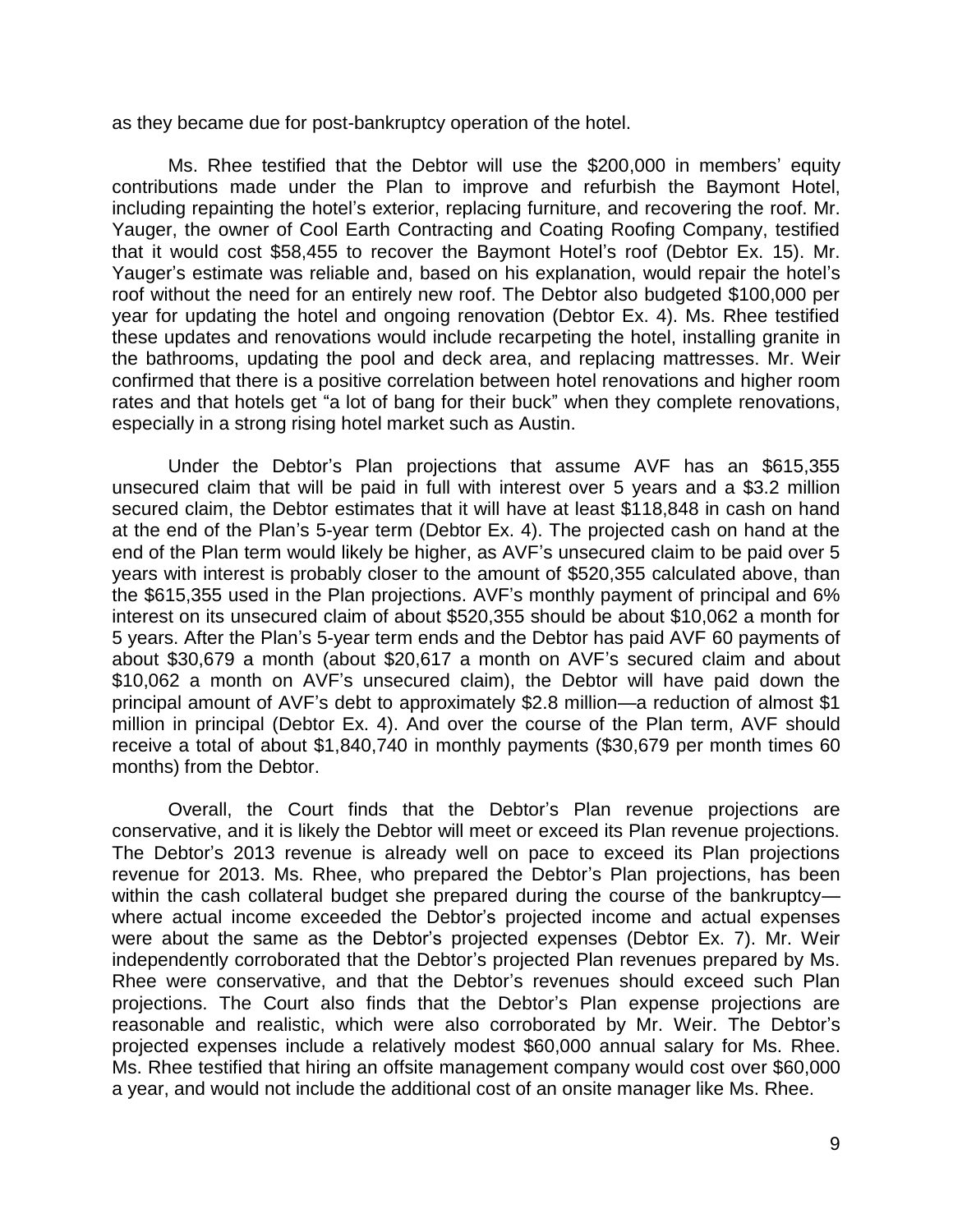as they became due for post-bankruptcy operation of the hotel.

Ms. Rhee testified that the Debtor will use the $200,000 in members' equity contributions made under the Plan to improve and refurbish the Baymont Hotel, including repainting the hotel's exterior, replacing furniture, and recovering the roof. Mr. Yauger, the owner of Cool Earth Contracting and Coating Roofing Company, testified that it would cost $58,455 to recover the Baymont Hotel's roof (Debtor Ex. 15). Mr. Yauger's estimate was reliable and, based on his explanation, would repair the hotel's roof without the need for an entirely new roof. The Debtor also budgeted $100,000 per year for updating the hotel and ongoing renovation (Debtor Ex. 4). Ms. Rhee testified these updates and renovations would include recarpeting the hotel, installing granite in the bathrooms, updating the pool and deck area, and replacing mattresses. Mr. Weir confirmed that there is a positive correlation between hotel renovations and higher room rates and that hotels get "a lot of bang for their buck" when they complete renovations, especially in a strong rising hotel market such as Austin.

Under the Debtor's Plan projections that assume AVF has an $615,355 unsecured claim that will be paid in full with interest over 5 years and a $3.2 million secured claim, the Debtor estimates that it will have at least $118,848 in cash on hand at the end of the Plan's 5-year term (Debtor Ex. 4). The projected cash on hand at the end of the Plan term would likely be higher, as AVF's unsecured claim to be paid over 5 years with interest is probably closer to the amount of $520,355 calculated above, than the $615,355 used in the Plan projections. AVF's monthly payment of principal and 6% interest on its unsecured claim of about $520,355 should be about $10,062 a month for 5 years. After the Plan's 5-year term ends and the Debtor has paid AVF 60 payments of about $30,679 a month (about $20,617 a month on AVF's secured claim and about $10,062 a month on AVF's unsecured claim), the Debtor will have paid down the principal amount of AVF's debt to approximately $2.8 million—a reduction of almost $1 million in principal (Debtor Ex. 4). And over the course of the Plan term, AVF should receive a total of about $1,840,740 in monthly payments ($30,679 per month times 60 months) from the Debtor.

Overall, the Court finds that the Debtor's Plan revenue projections are conservative, and it is likely the Debtor will meet or exceed its Plan revenue projections. The Debtor's 2013 revenue is already well on pace to exceed its Plan projections revenue for 2013. Ms. Rhee, who prepared the Debtor's Plan projections, has been within the cash collateral budget she prepared during the course of the bankruptcy—where actual income exceeded the Debtor's projected income and actual expenses were about the same as the Debtor's projected expenses (Debtor Ex. 7). Mr. Weir independently corroborated that the Debtor's projected Plan revenues prepared by Ms. Rhee were conservative, and that the Debtor's revenues should exceed such Plan projections. The Court also finds that the Debtor's Plan expense projections are reasonable and realistic, which were also corroborated by Mr. Weir. The Debtor's projected expenses include a relatively modest $60,000 annual salary for Ms. Rhee. Ms. Rhee testified that hiring an offsite management company would cost over $60,000 a year, and would not include the additional cost of an onsite manager like Ms. Rhee.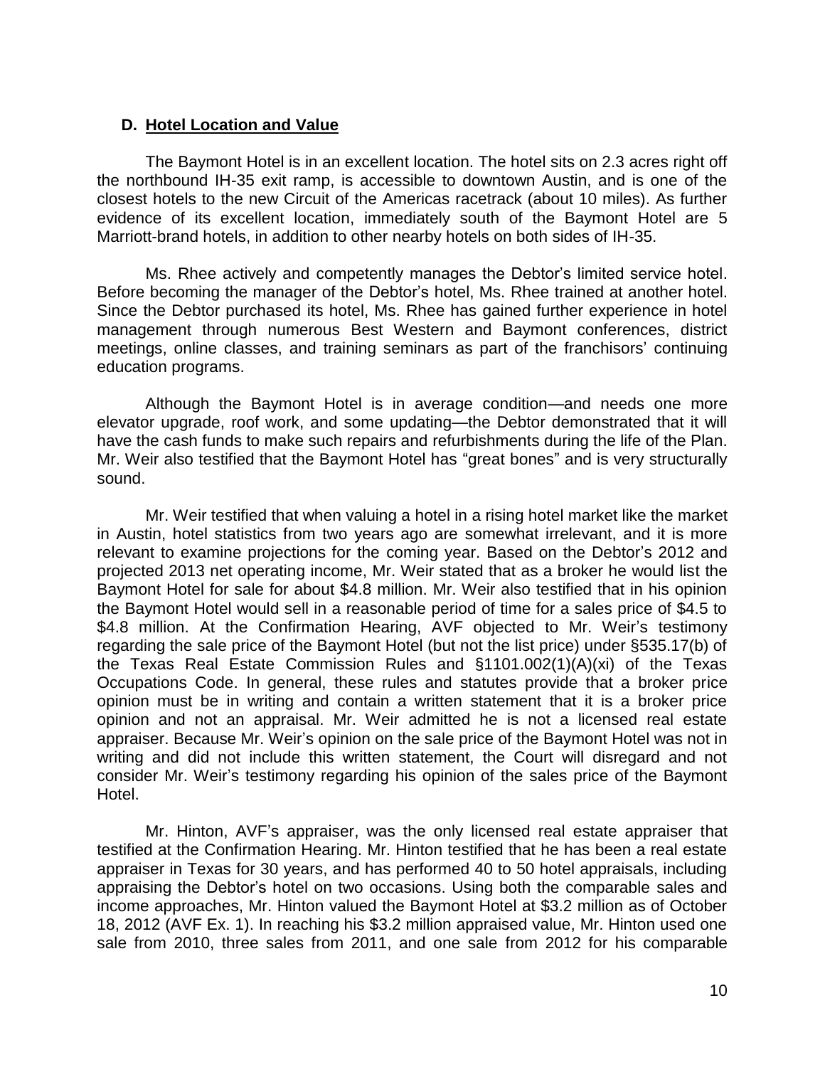### D. Hotel Location and Value

The Baymont Hotel is in an excellent location. The hotel sits on 2.3 acres right off the northbound IH-35 exit ramp, is accessible to downtown Austin, and is one of the closest hotels to the new Circuit of the Americas racetrack (about 10 miles). As further evidence of its excellent location, immediately south of the Baymont Hotel are 5 Marriott-brand hotels, in addition to other nearby hotels on both sides of IH-35.

Ms. Rhee actively and competently manages the Debtor's limited service hotel. Before becoming the manager of the Debtor's hotel, Ms. Rhee trained at another hotel. Since the Debtor purchased its hotel, Ms. Rhee has gained further experience in hotel management through numerous Best Western and Baymont conferences, district meetings, online classes, and training seminars as part of the franchisors' continuing education programs.

Although the Baymont Hotel is in average condition—and needs one more elevator upgrade, roof work, and some updating—the Debtor demonstrated that it will have the cash funds to make such repairs and refurbishments during the life of the Plan. Mr. Weir also testified that the Baymont Hotel has "great bones" and is very structurally sound.

Mr. Weir testified that when valuing a hotel in a rising hotel market like the market in Austin, hotel statistics from two years ago are somewhat irrelevant, and it is more relevant to examine projections for the coming year. Based on the Debtor's 2012 and projected 2013 net operating income, Mr. Weir stated that as a broker he would list the Baymont Hotel for sale for about $4.8 million. Mr. Weir also testified that in his opinion the Baymont Hotel would sell in a reasonable period of time for a sales price of $4.5 to $4.8 million. At the Confirmation Hearing, AVF objected to Mr. Weir's testimony regarding the sale price of the Baymont Hotel (but not the list price) under §535.17(b) of the Texas Real Estate Commission Rules and §1101.002(1)(A)(xi) of the Texas Occupations Code. In general, these rules and statutes provide that a broker price opinion must be in writing and contain a written statement that it is a broker price opinion and not an appraisal. Mr. Weir admitted he is not a licensed real estate appraiser. Because Mr. Weir's opinion on the sale price of the Baymont Hotel was not in writing and did not include this written statement, the Court will disregard and not consider Mr. Weir's testimony regarding his opinion of the sales price of the Baymont Hotel.

Mr. Hinton, AVF's appraiser, was the only licensed real estate appraiser that testified at the Confirmation Hearing. Mr. Hinton testified that he has been a real estate appraiser in Texas for 30 years, and has performed 40 to 50 hotel appraisals, including appraising the Debtor's hotel on two occasions. Using both the comparable sales and income approaches, Mr. Hinton valued the Baymont Hotel at $3.2 million as of October 18, 2012 (AVF Ex. 1). In reaching his $3.2 million appraised value, Mr. Hinton used one sale from 2010, three sales from 2011, and one sale from 2012 for his comparable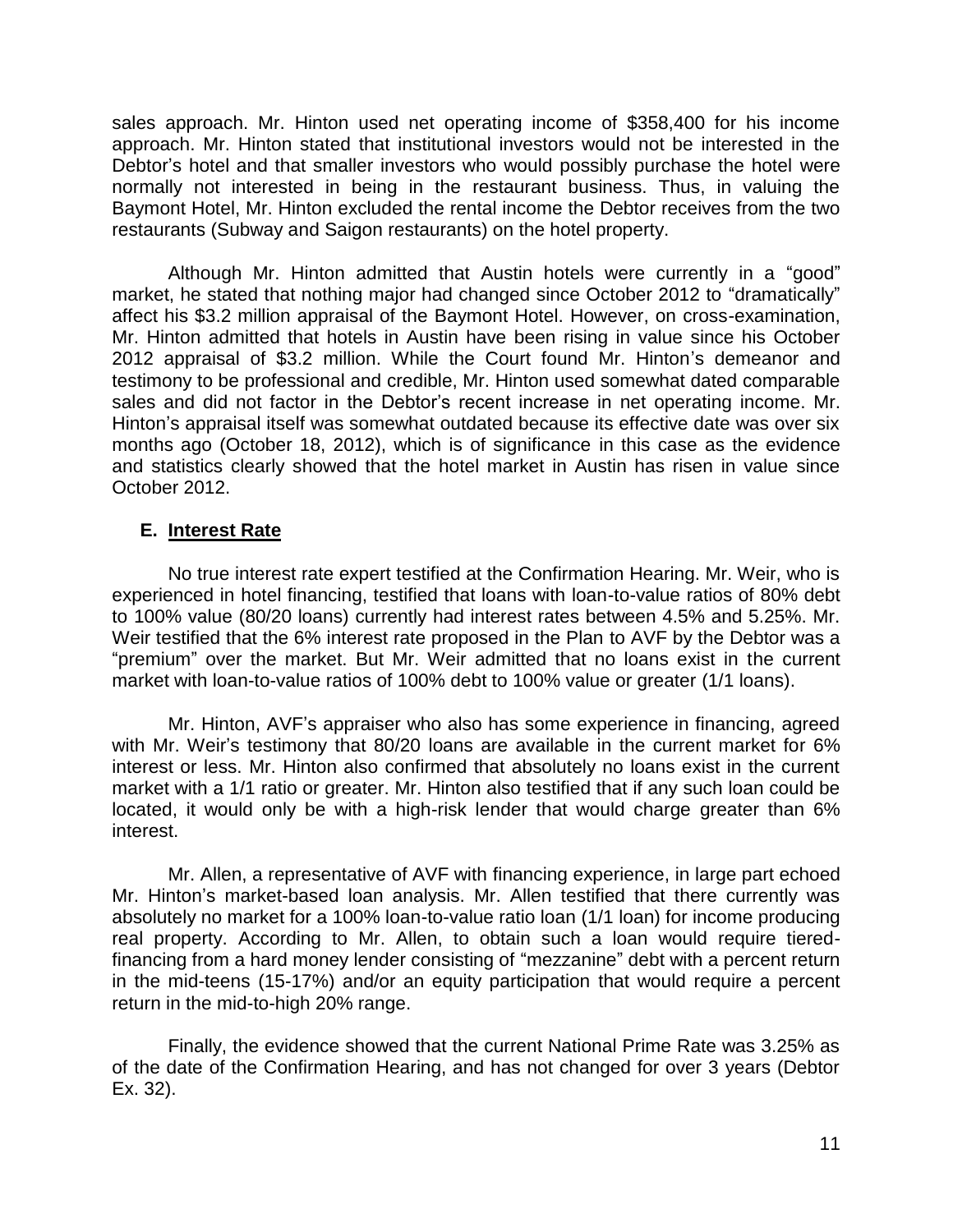sales approach. Mr. Hinton used net operating income of $358,400 for his income approach. Mr. Hinton stated that institutional investors would not be interested in the Debtor's hotel and that smaller investors who would possibly purchase the hotel were normally not interested in being in the restaurant business. Thus, in valuing the Baymont Hotel, Mr. Hinton excluded the rental income the Debtor receives from the two restaurants (Subway and Saigon restaurants) on the hotel property.

Although Mr. Hinton admitted that Austin hotels were currently in a "good" market, he stated that nothing major had changed since October 2012 to "dramatically" affect his $3.2 million appraisal of the Baymont Hotel. However, on cross-examination, Mr. Hinton admitted that hotels in Austin have been rising in value since his October 2012 appraisal of $3.2 million. While the Court found Mr. Hinton's demeanor and testimony to be professional and credible, Mr. Hinton used somewhat dated comparable sales and did not factor in the Debtor's recent increase in net operating income. Mr. Hinton's appraisal itself was somewhat outdated because its effective date was over six months ago (October 18, 2012), which is of significance in this case as the evidence and statistics clearly showed that the hotel market in Austin has risen in value since October 2012.

### E. <u>Interest Rate</u>

No true interest rate expert testified at the Confirmation Hearing. Mr. Weir, who is experienced in hotel financing, testified that loans with loan-to-value ratios of 80% debt to 100% value (80/20 loans) currently had interest rates between 4.5% and 5.25%. Mr. Weir testified that the 6% interest rate proposed in the Plan to AVF by the Debtor was a "premium" over the market. But Mr. Weir admitted that no loans exist in the current market with loan-to-value ratios of 100% debt to 100% value or greater (1/1 loans).

Mr. Hinton, AVF's appraiser who also has some experience in financing, agreed with Mr. Weir's testimony that 80/20 loans are available in the current market for 6% interest or less. Mr. Hinton also confirmed that absolutely no loans exist in the current market with a 1/1 ratio or greater. Mr. Hinton also testified that if any such loan could be located, it would only be with a high-risk lender that would charge greater than 6% interest.

Mr. Allen, a representative of AVF with financing experience, in large part echoed Mr. Hinton's market-based loan analysis. Mr. Allen testified that there currently was absolutely no market for a 100% loan-to-value ratio loan (1/1 loan) for income producing real property. According to Mr. Allen, to obtain such a loan would require tiered-financing from a hard money lender consisting of "mezzanine" debt with a percent return in the mid-teens (15-17%) and/or an equity participation that would require a percent return in the mid-to-high 20% range.

Finally, the evidence showed that the current National Prime Rate was 3.25% as of the date of the Confirmation Hearing, and has not changed for over 3 years (Debtor Ex. 32).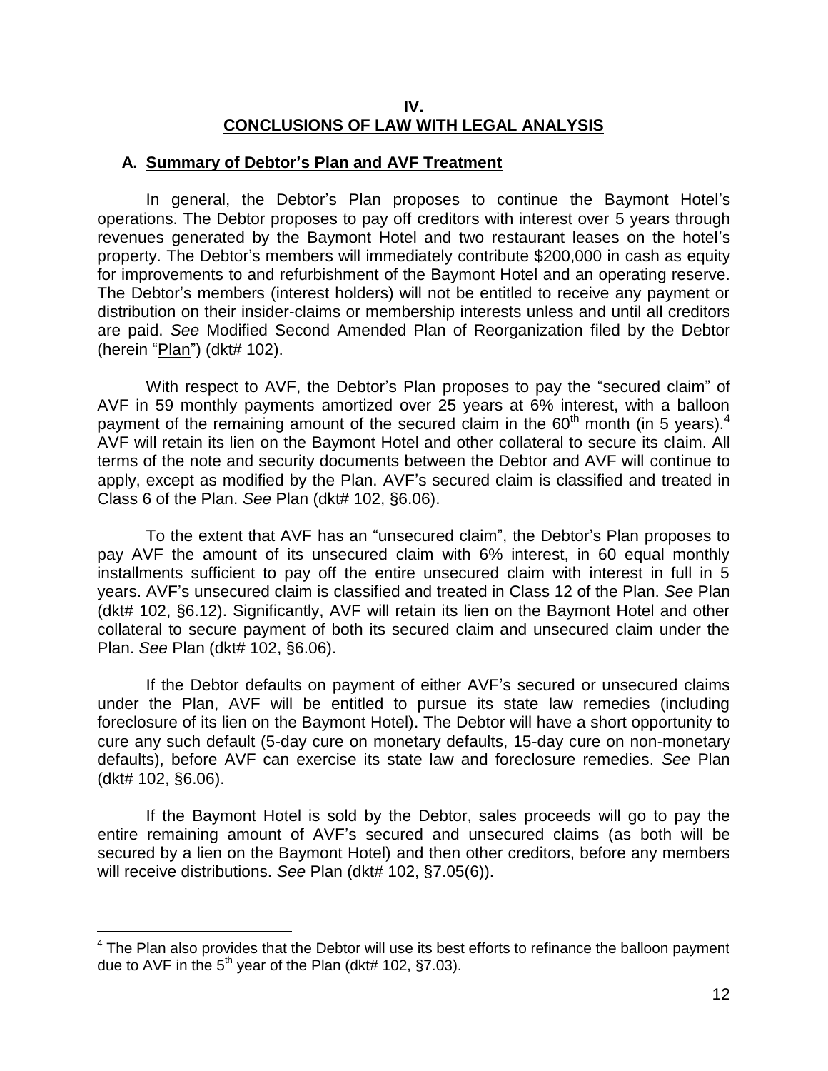# IV.
# CONCLUSIONS OF LAW WITH LEGAL ANALYSIS

## A. Summary of Debtor's Plan and AVF Treatment

In general, the Debtor's Plan proposes to continue the Baymont Hotel's operations. The Debtor proposes to pay off creditors with interest over 5 years through revenues generated by the Baymont Hotel and two restaurant leases on the hotel's property. The Debtor's members will immediately contribute $200,000 in cash as equity for improvements to and refurbishment of the Baymont Hotel and an operating reserve. The Debtor's members (interest holders) will not be entitled to receive any payment or distribution on their insider-claims or membership interests unless and until all creditors are paid. *See* Modified Second Amended Plan of Reorganization filed by the Debtor (herein "Plan") (dkt# 102).

With respect to AVF, the Debtor's Plan proposes to pay the "secured claim" of AVF in 59 monthly payments amortized over 25 years at 6% interest, with a balloon payment of the remaining amount of the secured claim in the 60th month (in 5 years).[4] AVF will retain its lien on the Baymont Hotel and other collateral to secure its claim. All terms of the note and security documents between the Debtor and AVF will continue to apply, except as modified by the Plan. AVF's secured claim is classified and treated in Class 6 of the Plan. *See* Plan (dkt# 102, §6.06).

To the extent that AVF has an "unsecured claim", the Debtor's Plan proposes to pay AVF the amount of its unsecured claim with 6% interest, in 60 equal monthly installments sufficient to pay off the entire unsecured claim with interest in full in 5 years. AVF's unsecured claim is classified and treated in Class 12 of the Plan. *See* Plan (dkt# 102, §6.12). Significantly, AVF will retain its lien on the Baymont Hotel and other collateral to secure payment of both its secured claim and unsecured claim under the Plan. *See* Plan (dkt# 102, §6.06).

If the Debtor defaults on payment of either AVF's secured or unsecured claims under the Plan, AVF will be entitled to pursue its state law remedies (including foreclosure of its lien on the Baymont Hotel). The Debtor will have a short opportunity to cure any such default (5-day cure on monetary defaults, 15-day cure on non-monetary defaults), before AVF can exercise its state law and foreclosure remedies. *See* Plan (dkt# 102, §6.06).

If the Baymont Hotel is sold by the Debtor, sales proceeds will go to pay the entire remaining amount of AVF's secured and unsecured claims (as both will be secured by a lien on the Baymont Hotel) and then other creditors, before any members will receive distributions. *See* Plan (dkt# 102, §7.05(6)).

---

[4] The Plan also provides that the Debtor will use its best efforts to refinance the balloon payment due to AVF in the 5th year of the Plan (dkt# 102, §7.03).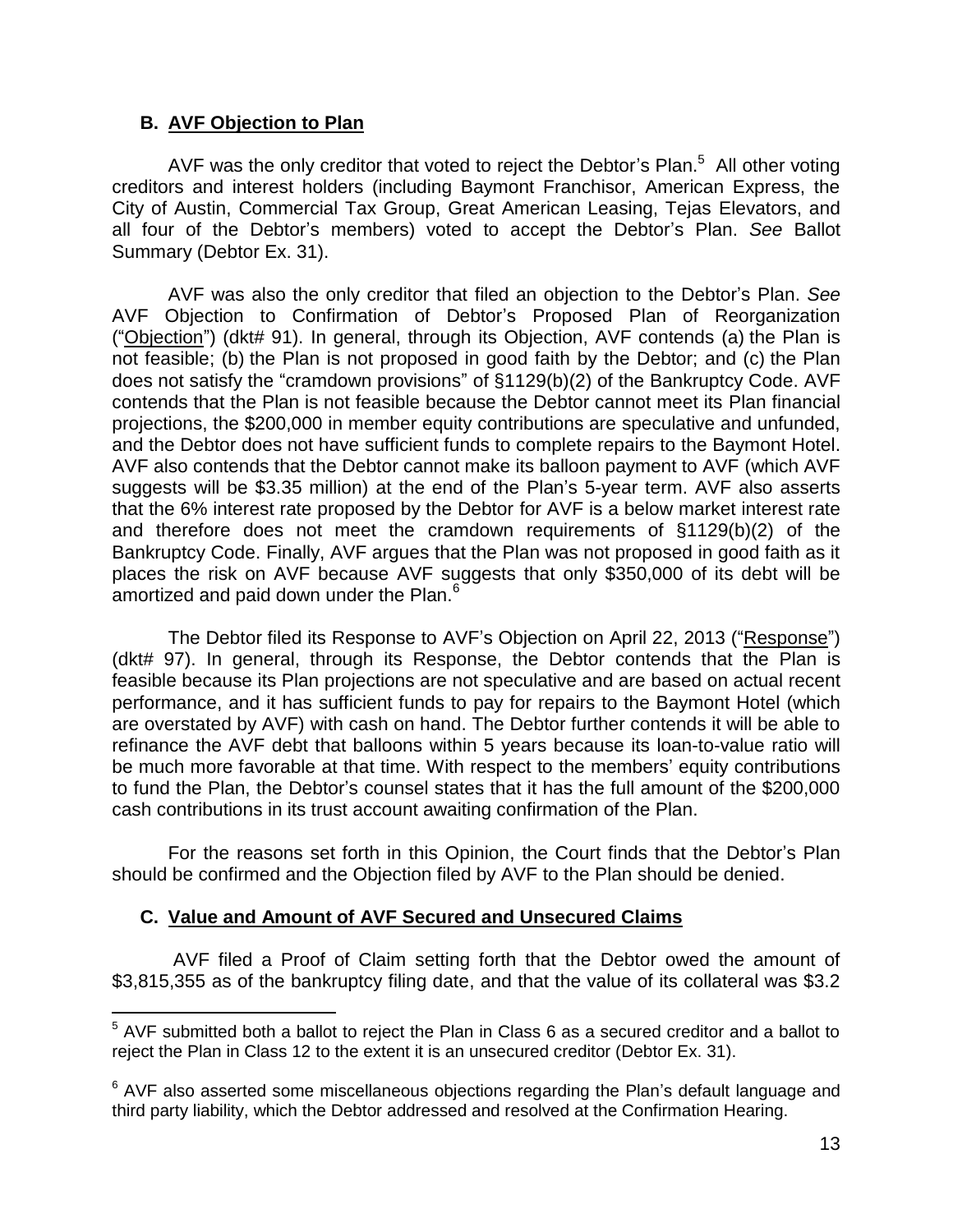### B. AVF Objection to Plan

AVF was the only creditor that voted to reject the Debtor's Plan.[5] All other voting creditors and interest holders (including Baymont Franchisor, American Express, the City of Austin, Commercial Tax Group, Great American Leasing, Tejas Elevators, and all four of the Debtor's members) voted to accept the Debtor's Plan. *See* Ballot Summary (Debtor Ex. 31).

AVF was also the only creditor that filed an objection to the Debtor's Plan. *See* AVF Objection to Confirmation of Debtor's Proposed Plan of Reorganization ("Objection") (dkt# 91). In general, through its Objection, AVF contends (a) the Plan is not feasible; (b) the Plan is not proposed in good faith by the Debtor; and (c) the Plan does not satisfy the "cramdown provisions" of §1129(b)(2) of the Bankruptcy Code. AVF contends that the Plan is not feasible because the Debtor cannot meet its Plan financial projections, the $200,000 in member equity contributions are speculative and unfunded, and the Debtor does not have sufficient funds to complete repairs to the Baymont Hotel. AVF also contends that the Debtor cannot make its balloon payment to AVF (which AVF suggests will be $3.35 million) at the end of the Plan's 5-year term. AVF also asserts that the 6% interest rate proposed by the Debtor for AVF is a below market interest rate and therefore does not meet the cramdown requirements of §1129(b)(2) of the Bankruptcy Code. Finally, AVF argues that the Plan was not proposed in good faith as it places the risk on AVF because AVF suggests that only $350,000 of its debt will be amortized and paid down under the Plan.[6]

The Debtor filed its Response to AVF's Objection on April 22, 2013 ("Response") (dkt# 97). In general, through its Response, the Debtor contends that the Plan is feasible because its Plan projections are not speculative and are based on actual recent performance, and it has sufficient funds to pay for repairs to the Baymont Hotel (which are overstated by AVF) with cash on hand. The Debtor further contends it will be able to refinance the AVF debt that balloons within 5 years because its loan-to-value ratio will be much more favorable at that time. With respect to the members' equity contributions to fund the Plan, the Debtor's counsel states that it has the full amount of the $200,000 cash contributions in its trust account awaiting confirmation of the Plan.

For the reasons set forth in this Opinion, the Court finds that the Debtor's Plan should be confirmed and the Objection filed by AVF to the Plan should be denied.

### C. Value and Amount of AVF Secured and Unsecured Claims

AVF filed a Proof of Claim setting forth that the Debtor owed the amount of $3,815,355 as of the bankruptcy filing date, and that the value of its collateral was $3.2

---

[5] AVF submitted both a ballot to reject the Plan in Class 6 as a secured creditor and a ballot to reject the Plan in Class 12 to the extent it is an unsecured creditor (Debtor Ex. 31).

[6] AVF also asserted some miscellaneous objections regarding the Plan's default language and third party liability, which the Debtor addressed and resolved at the Confirmation Hearing.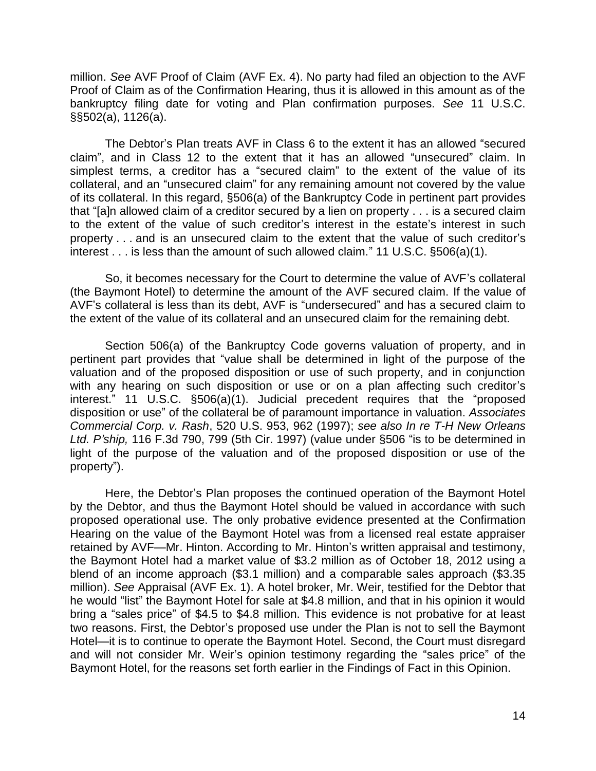million. *See* AVF Proof of Claim (AVF Ex. 4). No party had filed an objection to the AVF Proof of Claim as of the Confirmation Hearing, thus it is allowed in this amount as of the bankruptcy filing date for voting and Plan confirmation purposes. *See* 11 U.S.C. §§502(a), 1126(a).

The Debtor's Plan treats AVF in Class 6 to the extent it has an allowed "secured claim", and in Class 12 to the extent that it has an allowed "unsecured" claim. In simplest terms, a creditor has a "secured claim" to the extent of the value of its collateral, and an "unsecured claim" for any remaining amount not covered by the value of its collateral. In this regard, §506(a) of the Bankruptcy Code in pertinent part provides that "[a]n allowed claim of a creditor secured by a lien on property . . . is a secured claim to the extent of the value of such creditor's interest in the estate's interest in such property . . . and is an unsecured claim to the extent that the value of such creditor's interest . . . is less than the amount of such allowed claim." 11 U.S.C. §506(a)(1).

So, it becomes necessary for the Court to determine the value of AVF's collateral (the Baymont Hotel) to determine the amount of the AVF secured claim. If the value of AVF's collateral is less than its debt, AVF is "undersecured" and has a secured claim to the extent of the value of its collateral and an unsecured claim for the remaining debt.

Section 506(a) of the Bankruptcy Code governs valuation of property, and in pertinent part provides that "value shall be determined in light of the purpose of the valuation and of the proposed disposition or use of such property, and in conjunction with any hearing on such disposition or use or on a plan affecting such creditor's interest." 11 U.S.C. §506(a)(1). Judicial precedent requires that the "proposed disposition or use" of the collateral be of paramount importance in valuation. *Associates Commercial Corp. v. Rash*, 520 U.S. 953, 962 (1997); *see also In re T-H New Orleans Ltd. P'ship,* 116 F.3d 790, 799 (5th Cir. 1997) (value under §506 "is to be determined in light of the purpose of the valuation and of the proposed disposition or use of the property").

Here, the Debtor's Plan proposes the continued operation of the Baymont Hotel by the Debtor, and thus the Baymont Hotel should be valued in accordance with such proposed operational use. The only probative evidence presented at the Confirmation Hearing on the value of the Baymont Hotel was from a licensed real estate appraiser retained by AVF—Mr. Hinton. According to Mr. Hinton's written appraisal and testimony, the Baymont Hotel had a market value of $3.2 million as of October 18, 2012 using a blend of an income approach ($3.1 million) and a comparable sales approach ($3.35 million). *See* Appraisal (AVF Ex. 1). A hotel broker, Mr. Weir, testified for the Debtor that he would "list" the Baymont Hotel for sale at $4.8 million, and that in his opinion it would bring a "sales price" of $4.5 to $4.8 million. This evidence is not probative for at least two reasons. First, the Debtor's proposed use under the Plan is not to sell the Baymont Hotel—it is to continue to operate the Baymont Hotel. Second, the Court must disregard and will not consider Mr. Weir's opinion testimony regarding the "sales price" of the Baymont Hotel, for the reasons set forth earlier in the Findings of Fact in this Opinion.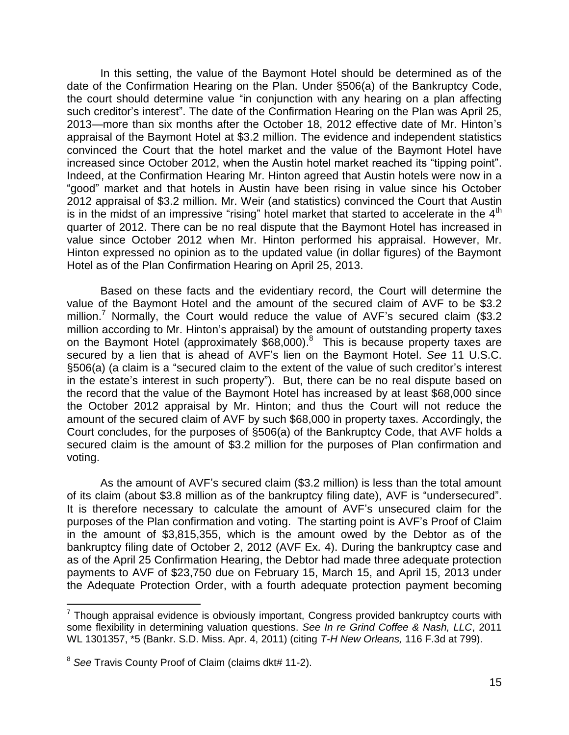In this setting, the value of the Baymont Hotel should be determined as of the date of the Confirmation Hearing on the Plan. Under §506(a) of the Bankruptcy Code, the court should determine value "in conjunction with any hearing on a plan affecting such creditor's interest". The date of the Confirmation Hearing on the Plan was April 25, 2013—more than six months after the October 18, 2012 effective date of Mr. Hinton's appraisal of the Baymont Hotel at $3.2 million. The evidence and independent statistics convinced the Court that the hotel market and the value of the Baymont Hotel have increased since October 2012, when the Austin hotel market reached its "tipping point". Indeed, at the Confirmation Hearing Mr. Hinton agreed that Austin hotels were now in a "good" market and that hotels in Austin have been rising in value since his October 2012 appraisal of $3.2 million. Mr. Weir (and statistics) convinced the Court that Austin is in the midst of an impressive "rising" hotel market that started to accelerate in the 4th quarter of 2012. There can be no real dispute that the Baymont Hotel has increased in value since October 2012 when Mr. Hinton performed his appraisal. However, Mr. Hinton expressed no opinion as to the updated value (in dollar figures) of the Baymont Hotel as of the Plan Confirmation Hearing on April 25, 2013.

Based on these facts and the evidentiary record, the Court will determine the value of the Baymont Hotel and the amount of the secured claim of AVF to be $3.2 million.[7] Normally, the Court would reduce the value of AVF's secured claim ($3.2 million according to Mr. Hinton's appraisal) by the amount of outstanding property taxes on the Baymont Hotel (approximately $68,000).[8] This is because property taxes are secured by a lien that is ahead of AVF's lien on the Baymont Hotel. *See* 11 U.S.C. §506(a) (a claim is a "secured claim to the extent of the value of such creditor's interest in the estate's interest in such property"). But, there can be no real dispute based on the record that the value of the Baymont Hotel has increased by at least $68,000 since the October 2012 appraisal by Mr. Hinton; and thus the Court will not reduce the amount of the secured claim of AVF by such $68,000 in property taxes. Accordingly, the Court concludes, for the purposes of §506(a) of the Bankruptcy Code, that AVF holds a secured claim is the amount of $3.2 million for the purposes of Plan confirmation and voting.

As the amount of AVF's secured claim ($3.2 million) is less than the total amount of its claim (about $3.8 million as of the bankruptcy filing date), AVF is "undersecured". It is therefore necessary to calculate the amount of AVF's unsecured claim for the purposes of the Plan confirmation and voting. The starting point is AVF's Proof of Claim in the amount of $3,815,355, which is the amount owed by the Debtor as of the bankruptcy filing date of October 2, 2012 (AVF Ex. 4). During the bankruptcy case and as of the April 25 Confirmation Hearing, the Debtor had made three adequate protection payments to AVF of $23,750 due on February 15, March 15, and April 15, 2013 under the Adequate Protection Order, with a fourth adequate protection payment becoming

---

[7] Though appraisal evidence is obviously important, Congress provided bankruptcy courts with some flexibility in determining valuation questions. *See In re Grind Coffee & Nash, LLC*, 2011 WL 1301357, *5 (Bankr. S.D. Miss. Apr. 4, 2011) (citing *T-H New Orleans,* 116 F.3d at 799).

[8] *See* Travis County Proof of Claim (claims dkt# 11-2).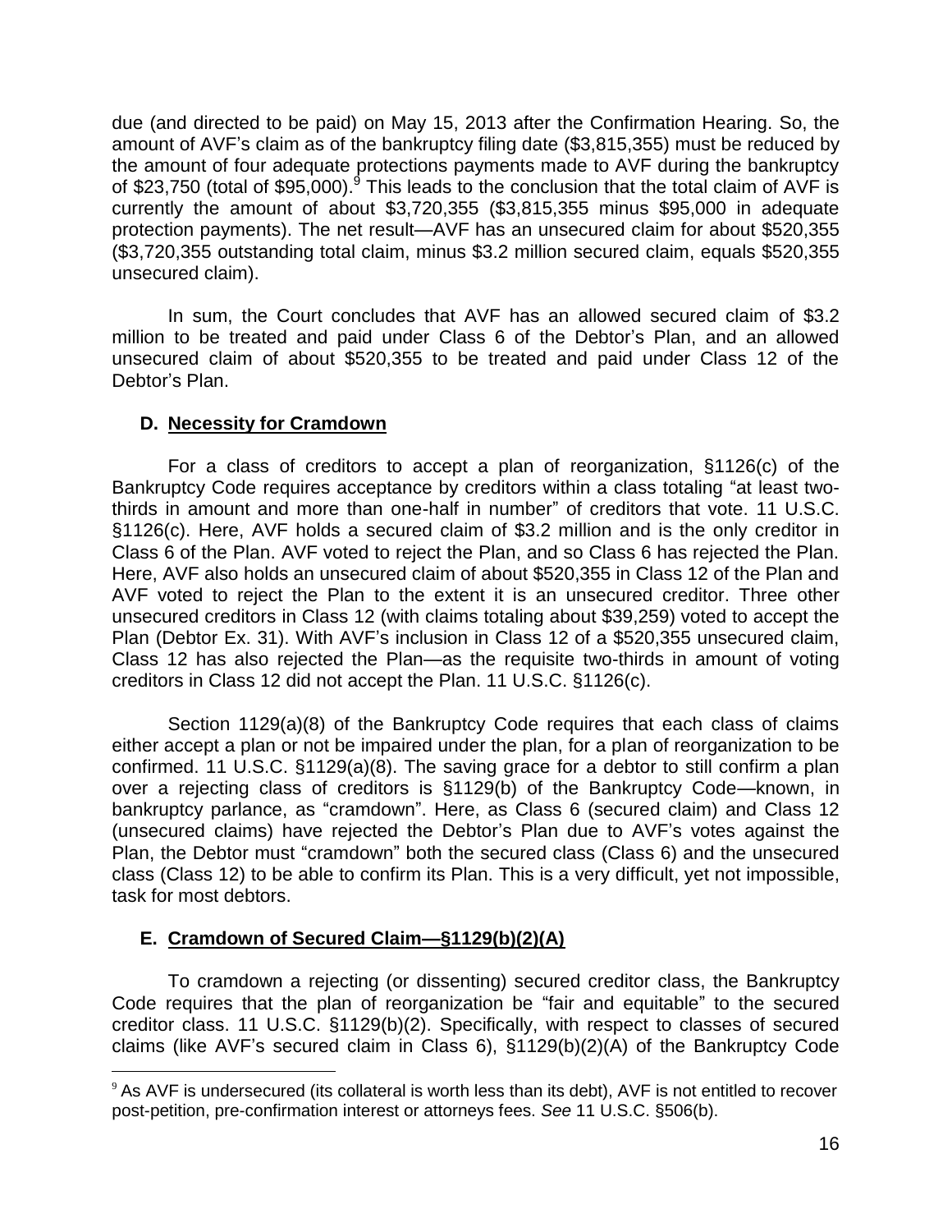due (and directed to be paid) on May 15, 2013 after the Confirmation Hearing. So, the amount of AVF's claim as of the bankruptcy filing date ($3,815,355) must be reduced by the amount of four adequate protections payments made to AVF during the bankruptcy of $23,750 (total of $95,000).[9] This leads to the conclusion that the total claim of AVF is currently the amount of about $3,720,355 ($3,815,355 minus $95,000 in adequate protection payments). The net result—AVF has an unsecured claim for about $520,355 ($3,720,355 outstanding total claim, minus $3.2 million secured claim, equals $520,355 unsecured claim).

In sum, the Court concludes that AVF has an allowed secured claim of $3.2 million to be treated and paid under Class 6 of the Debtor's Plan, and an allowed unsecured claim of about $520,355 to be treated and paid under Class 12 of the Debtor's Plan.

### D. <u>Necessity for Cramdown</u>

For a class of creditors to accept a plan of reorganization, §1126(c) of the Bankruptcy Code requires acceptance by creditors within a class totaling "at least two-thirds in amount and more than one-half in number" of creditors that vote. 11 U.S.C. §1126(c). Here, AVF holds a secured claim of $3.2 million and is the only creditor in Class 6 of the Plan. AVF voted to reject the Plan, and so Class 6 has rejected the Plan. Here, AVF also holds an unsecured claim of about $520,355 in Class 12 of the Plan and AVF voted to reject the Plan to the extent it is an unsecured creditor. Three other unsecured creditors in Class 12 (with claims totaling about $39,259) voted to accept the Plan (Debtor Ex. 31). With AVF's inclusion in Class 12 of a $520,355 unsecured claim, Class 12 has also rejected the Plan—as the requisite two-thirds in amount of voting creditors in Class 12 did not accept the Plan. 11 U.S.C. §1126(c).

Section 1129(a)(8) of the Bankruptcy Code requires that each class of claims either accept a plan or not be impaired under the plan, for a plan of reorganization to be confirmed. 11 U.S.C. §1129(a)(8). The saving grace for a debtor to still confirm a plan over a rejecting class of creditors is §1129(b) of the Bankruptcy Code—known, in bankruptcy parlance, as "cramdown". Here, as Class 6 (secured claim) and Class 12 (unsecured claims) have rejected the Debtor's Plan due to AVF's votes against the Plan, the Debtor must "cramdown" both the secured class (Class 6) and the unsecured class (Class 12) to be able to confirm its Plan. This is a very difficult, yet not impossible, task for most debtors.

### E. <u>Cramdown of Secured Claim—§1129(b)(2)(A)</u>

To cramdown a rejecting (or dissenting) secured creditor class, the Bankruptcy Code requires that the plan of reorganization be "fair and equitable" to the secured creditor class. 11 U.S.C. §1129(b)(2). Specifically, with respect to classes of secured claims (like AVF's secured claim in Class 6), §1129(b)(2)(A) of the Bankruptcy Code

---

[9] As AVF is undersecured (its collateral is worth less than its debt), AVF is not entitled to recover post-petition, pre-confirmation interest or attorneys fees. *See* 11 U.S.C. §506(b).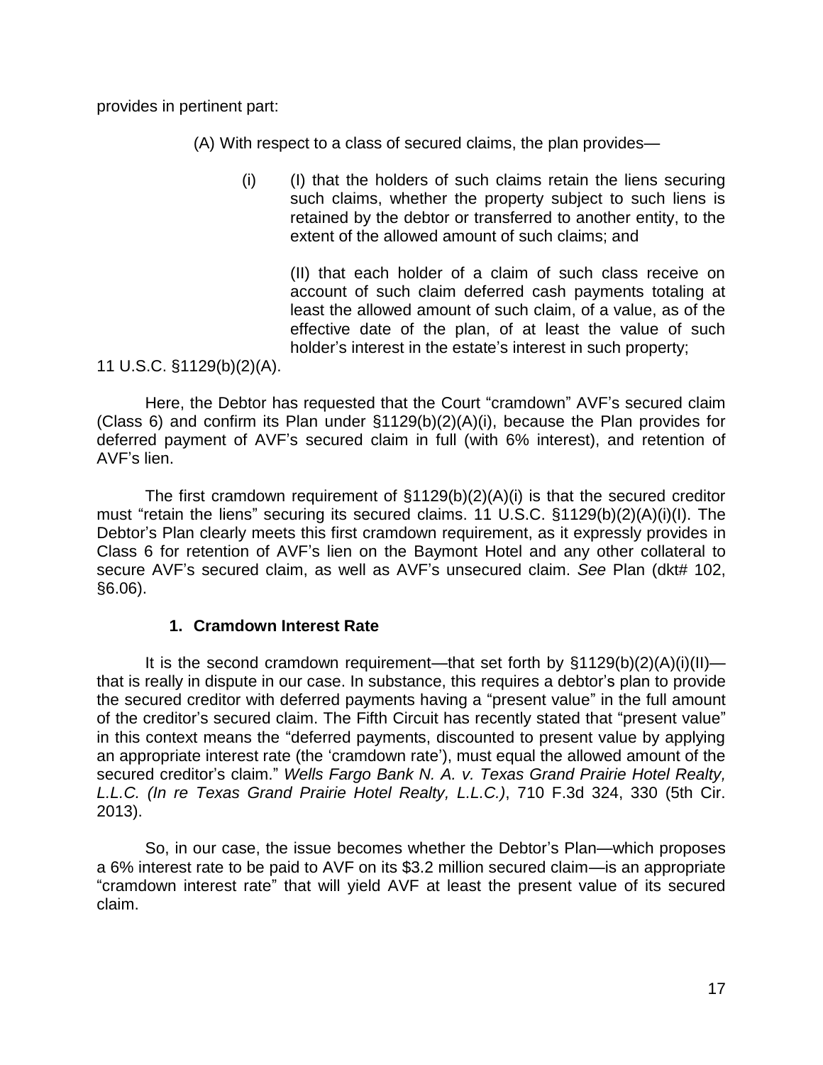provides in pertinent part:

> (A) With respect to a class of secured claims, the plan provides—
>
> (i) (I) that the holders of such claims retain the liens securing such claims, whether the property subject to such liens is retained by the debtor or transferred to another entity, to the extent of the allowed amount of such claims; and
>
> (II) that each holder of a claim of such class receive on account of such claim deferred cash payments totaling at least the allowed amount of such claim, of a value, as of the effective date of the plan, of at least the value of such holder's interest in the estate's interest in such property;

11 U.S.C. §1129(b)(2)(A).

Here, the Debtor has requested that the Court "cramdown" AVF's secured claim (Class 6) and confirm its Plan under §1129(b)(2)(A)(i), because the Plan provides for deferred payment of AVF's secured claim in full (with 6% interest), and retention of AVF's lien.

The first cramdown requirement of §1129(b)(2)(A)(i) is that the secured creditor must "retain the liens" securing its secured claims. 11 U.S.C. §1129(b)(2)(A)(i)(I). The Debtor's Plan clearly meets this first cramdown requirement, as it expressly provides in Class 6 for retention of AVF's lien on the Baymont Hotel and any other collateral to secure AVF's secured claim, as well as AVF's unsecured claim. *See* Plan (dkt# 102, §6.06).

### 1. Cramdown Interest Rate

It is the second cramdown requirement—that set forth by §1129(b)(2)(A)(i)(II)—that is really in dispute in our case. In substance, this requires a debtor's plan to provide the secured creditor with deferred payments having a "present value" in the full amount of the creditor's secured claim. The Fifth Circuit has recently stated that "present value" in this context means the "deferred payments, discounted to present value by applying an appropriate interest rate (the 'cramdown rate'), must equal the allowed amount of the secured creditor's claim." *Wells Fargo Bank N. A. v. Texas Grand Prairie Hotel Realty, L.L.C. (In re Texas Grand Prairie Hotel Realty, L.L.C.)*, 710 F.3d 324, 330 (5th Cir. 2013).

So, in our case, the issue becomes whether the Debtor's Plan—which proposes a 6% interest rate to be paid to AVF on its $3.2 million secured claim—is an appropriate "cramdown interest rate" that will yield AVF at least the present value of its secured claim.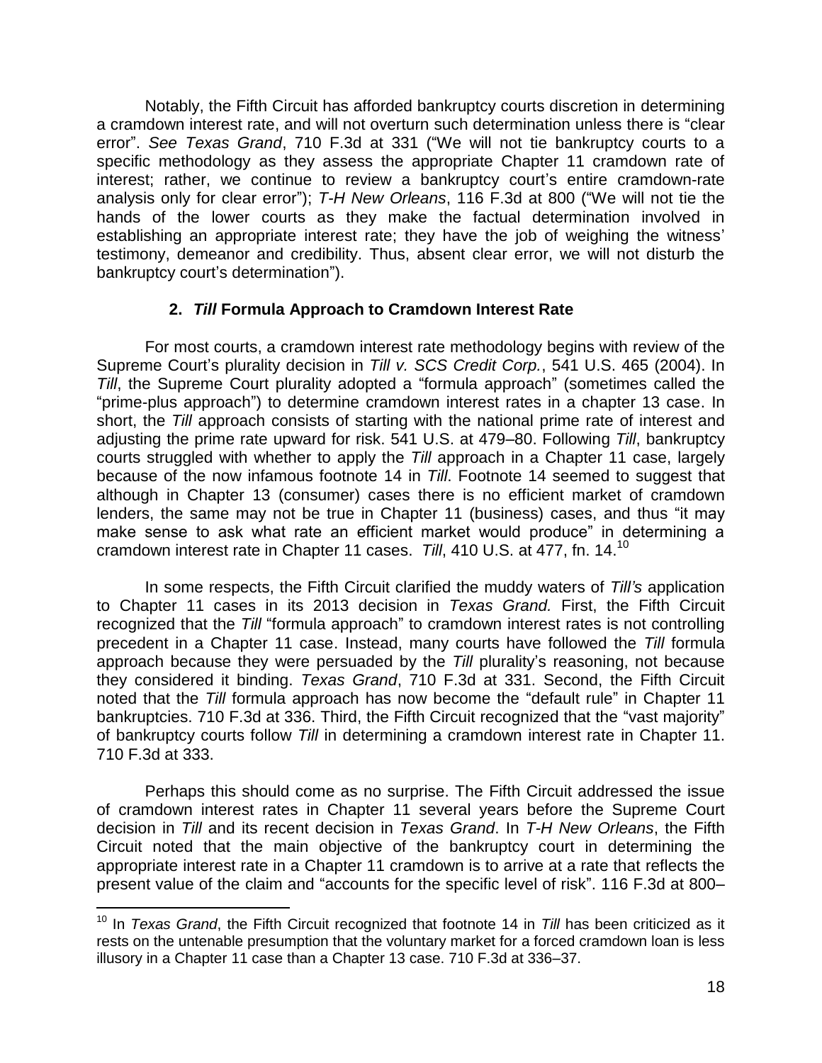Notably, the Fifth Circuit has afforded bankruptcy courts discretion in determining a cramdown interest rate, and will not overturn such determination unless there is "clear error". *See Texas Grand*, 710 F.3d at 331 ("We will not tie bankruptcy courts to a specific methodology as they assess the appropriate Chapter 11 cramdown rate of interest; rather, we continue to review a bankruptcy court's entire cramdown-rate analysis only for clear error"); *T-H New Orleans*, 116 F.3d at 800 ("We will not tie the hands of the lower courts as they make the factual determination involved in establishing an appropriate interest rate; they have the job of weighing the witness' testimony, demeanor and credibility. Thus, absent clear error, we will not disturb the bankruptcy court's determination").

### 2. *Till* Formula Approach to Cramdown Interest Rate

For most courts, a cramdown interest rate methodology begins with review of the Supreme Court's plurality decision in *Till v. SCS Credit Corp.*, 541 U.S. 465 (2004). In *Till*, the Supreme Court plurality adopted a "formula approach" (sometimes called the "prime-plus approach") to determine cramdown interest rates in a chapter 13 case. In short, the *Till* approach consists of starting with the national prime rate of interest and adjusting the prime rate upward for risk. 541 U.S. at 479–80. Following *Till*, bankruptcy courts struggled with whether to apply the *Till* approach in a Chapter 11 case, largely because of the now infamous footnote 14 in *Till*. Footnote 14 seemed to suggest that although in Chapter 13 (consumer) cases there is no efficient market of cramdown lenders, the same may not be true in Chapter 11 (business) cases, and thus "it may make sense to ask what rate an efficient market would produce" in determining a cramdown interest rate in Chapter 11 cases. *Till*, 410 U.S. at 477, fn. 14.[10]

In some respects, the Fifth Circuit clarified the muddy waters of *Till's* application to Chapter 11 cases in its 2013 decision in *Texas Grand.* First, the Fifth Circuit recognized that the *Till* "formula approach" to cramdown interest rates is not controlling precedent in a Chapter 11 case. Instead, many courts have followed the *Till* formula approach because they were persuaded by the *Till* plurality's reasoning, not because they considered it binding. *Texas Grand*, 710 F.3d at 331. Second, the Fifth Circuit noted that the *Till* formula approach has now become the "default rule" in Chapter 11 bankruptcies. 710 F.3d at 336. Third, the Fifth Circuit recognized that the "vast majority" of bankruptcy courts follow *Till* in determining a cramdown interest rate in Chapter 11. 710 F.3d at 333.

Perhaps this should come as no surprise. The Fifth Circuit addressed the issue of cramdown interest rates in Chapter 11 several years before the Supreme Court decision in *Till* and its recent decision in *Texas Grand*. In *T-H New Orleans*, the Fifth Circuit noted that the main objective of the bankruptcy court in determining the appropriate interest rate in a Chapter 11 cramdown is to arrive at a rate that reflects the present value of the claim and "accounts for the specific level of risk". 116 F.3d at 800–

---

[10] In *Texas Grand*, the Fifth Circuit recognized that footnote 14 in *Till* has been criticized as it rests on the untenable presumption that the voluntary market for a forced cramdown loan is less illusory in a Chapter 11 case than a Chapter 13 case. 710 F.3d at 336–37.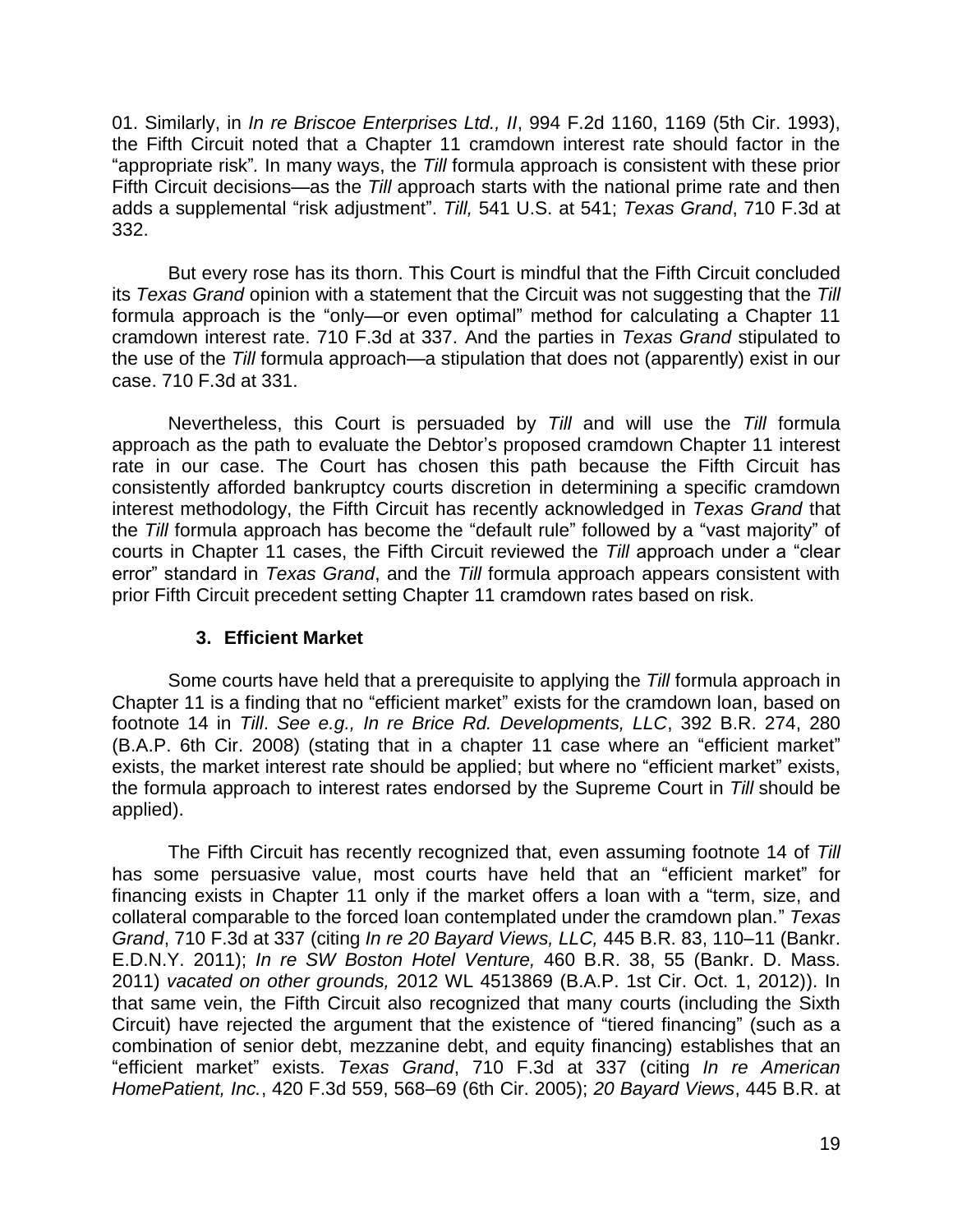01. Similarly, in *In re Briscoe Enterprises Ltd., II*, 994 F.2d 1160, 1169 (5th Cir. 1993), the Fifth Circuit noted that a Chapter 11 cramdown interest rate should factor in the "appropriate risk"*.* In many ways, the *Till* formula approach is consistent with these prior Fifth Circuit decisions—as the *Till* approach starts with the national prime rate and then adds a supplemental "risk adjustment". *Till,* 541 U.S. at 541; *Texas Grand*, 710 F.3d at 332.

But every rose has its thorn. This Court is mindful that the Fifth Circuit concluded its *Texas Grand* opinion with a statement that the Circuit was not suggesting that the *Till* formula approach is the "only—or even optimal" method for calculating a Chapter 11 cramdown interest rate. 710 F.3d at 337. And the parties in *Texas Grand* stipulated to the use of the *Till* formula approach—a stipulation that does not (apparently) exist in our case. 710 F.3d at 331.

Nevertheless, this Court is persuaded by *Till* and will use the *Till* formula approach as the path to evaluate the Debtor's proposed cramdown Chapter 11 interest rate in our case. The Court has chosen this path because the Fifth Circuit has consistently afforded bankruptcy courts discretion in determining a specific cramdown interest methodology, the Fifth Circuit has recently acknowledged in *Texas Grand* that the *Till* formula approach has become the "default rule" followed by a "vast majority" of courts in Chapter 11 cases, the Fifth Circuit reviewed the *Till* approach under a "clear error" standard in *Texas Grand*, and the *Till* formula approach appears consistent with prior Fifth Circuit precedent setting Chapter 11 cramdown rates based on risk.

### 3. Efficient Market

Some courts have held that a prerequisite to applying the *Till* formula approach in Chapter 11 is a finding that no "efficient market" exists for the cramdown loan, based on footnote 14 in *Till*. *See e.g., In re Brice Rd. Developments, LLC*, 392 B.R. 274, 280 (B.A.P. 6th Cir. 2008) (stating that in a chapter 11 case where an "efficient market" exists, the market interest rate should be applied; but where no "efficient market" exists, the formula approach to interest rates endorsed by the Supreme Court in *Till* should be applied).

The Fifth Circuit has recently recognized that, even assuming footnote 14 of *Till* has some persuasive value, most courts have held that an "efficient market" for financing exists in Chapter 11 only if the market offers a loan with a "term, size, and collateral comparable to the forced loan contemplated under the cramdown plan." *Texas Grand*, 710 F.3d at 337 (citing *In re 20 Bayard Views, LLC,* 445 B.R. 83, 110–11 (Bankr. E.D.N.Y. 2011); *In re SW Boston Hotel Venture,* 460 B.R. 38, 55 (Bankr. D. Mass. 2011) *vacated on other grounds,* 2012 WL 4513869 (B.A.P. 1st Cir. Oct. 1, 2012)). In that same vein, the Fifth Circuit also recognized that many courts (including the Sixth Circuit) have rejected the argument that the existence of "tiered financing" (such as a combination of senior debt, mezzanine debt, and equity financing) establishes that an "efficient market" exists. *Texas Grand*, 710 F.3d at 337 (citing *In re American HomePatient, Inc.*, 420 F.3d 559, 568–69 (6th Cir. 2005); *20 Bayard Views*, 445 B.R. at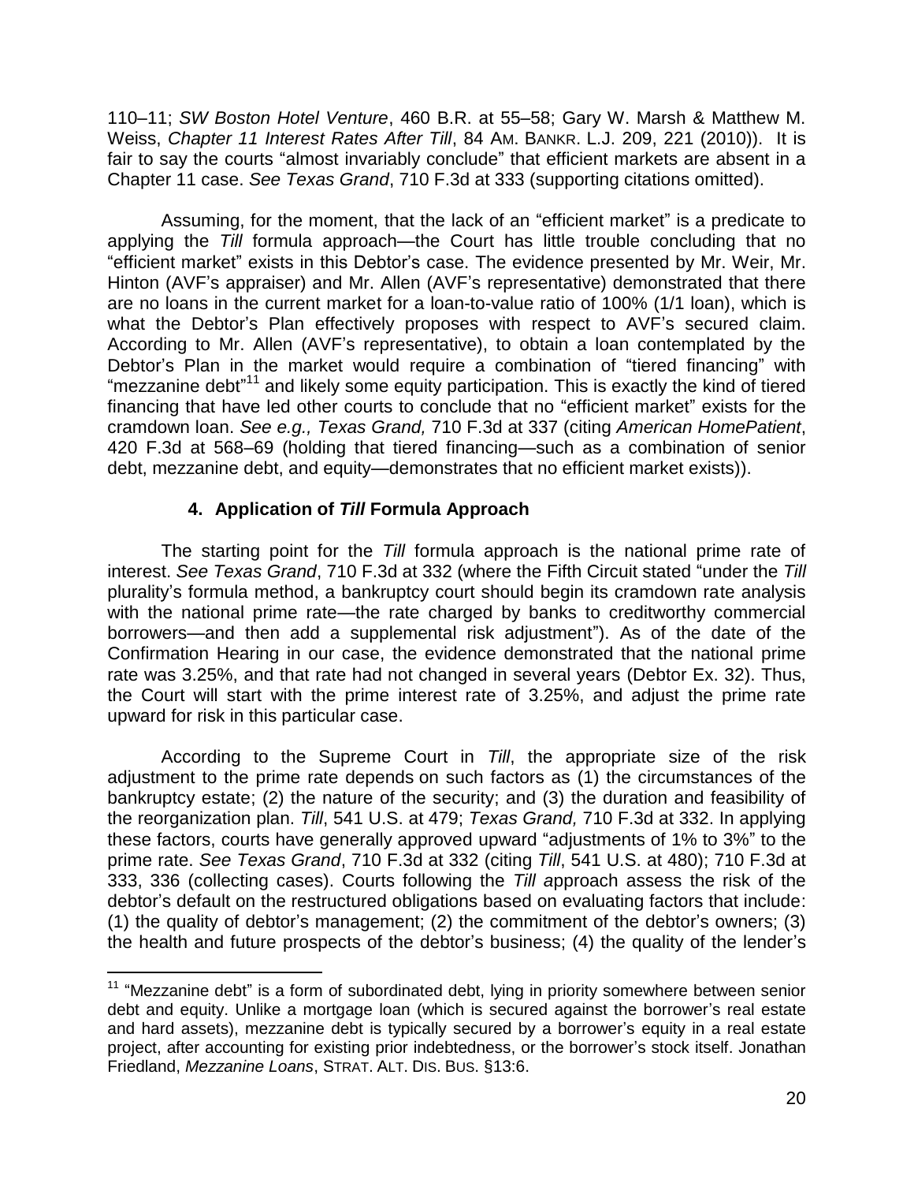110–11; *SW Boston Hotel Venture*, 460 B.R. at 55–58; Gary W. Marsh & Matthew M. Weiss, *Chapter 11 Interest Rates After Till*, 84 AM. BANKR. L.J. 209, 221 (2010)). It is fair to say the courts "almost invariably conclude" that efficient markets are absent in a Chapter 11 case. *See Texas Grand*, 710 F.3d at 333 (supporting citations omitted).

Assuming, for the moment, that the lack of an "efficient market" is a predicate to applying the *Till* formula approach—the Court has little trouble concluding that no "efficient market" exists in this Debtor's case. The evidence presented by Mr. Weir, Mr. Hinton (AVF's appraiser) and Mr. Allen (AVF's representative) demonstrated that there are no loans in the current market for a loan-to-value ratio of 100% (1/1 loan), which is what the Debtor's Plan effectively proposes with respect to AVF's secured claim. According to Mr. Allen (AVF's representative), to obtain a loan contemplated by the Debtor's Plan in the market would require a combination of "tiered financing" with "mezzanine debt"[11] and likely some equity participation. This is exactly the kind of tiered financing that have led other courts to conclude that no "efficient market" exists for the cramdown loan. *See e.g., Texas Grand,* 710 F.3d at 337 (citing *American HomePatient*, 420 F.3d at 568–69 (holding that tiered financing—such as a combination of senior debt, mezzanine debt, and equity—demonstrates that no efficient market exists)).

#### 4. Application of *Till* Formula Approach

The starting point for the *Till* formula approach is the national prime rate of interest. *See Texas Grand*, 710 F.3d at 332 (where the Fifth Circuit stated "under the *Till* plurality's formula method, a bankruptcy court should begin its cramdown rate analysis with the national prime rate—the rate charged by banks to creditworthy commercial borrowers—and then add a supplemental risk adjustment"). As of the date of the Confirmation Hearing in our case, the evidence demonstrated that the national prime rate was 3.25%, and that rate had not changed in several years (Debtor Ex. 32). Thus, the Court will start with the prime interest rate of 3.25%, and adjust the prime rate upward for risk in this particular case.

According to the Supreme Court in *Till*, the appropriate size of the risk adjustment to the prime rate depends on such factors as (1) the circumstances of the bankruptcy estate; (2) the nature of the security; and (3) the duration and feasibility of the reorganization plan. *Till*, 541 U.S. at 479; *Texas Grand,* 710 F.3d at 332. In applying these factors, courts have generally approved upward "adjustments of 1% to 3%" to the prime rate. *See Texas Grand*, 710 F.3d at 332 (citing *Till*, 541 U.S. at 480); 710 F.3d at 333, 336 (collecting cases). Courts following the *Till* approach assess the risk of the debtor's default on the restructured obligations based on evaluating factors that include: (1) the quality of debtor's management; (2) the commitment of the debtor's owners; (3) the health and future prospects of the debtor's business; (4) the quality of the lender's

---

[11] "Mezzanine debt" is a form of subordinated debt, lying in priority somewhere between senior debt and equity. Unlike a mortgage loan (which is secured against the borrower's real estate and hard assets), mezzanine debt is typically secured by a borrower's equity in a real estate project, after accounting for existing prior indebtedness, or the borrower's stock itself. Jonathan Friedland, *Mezzanine Loans*, STRAT. ALT. DIS. BUS. §13:6.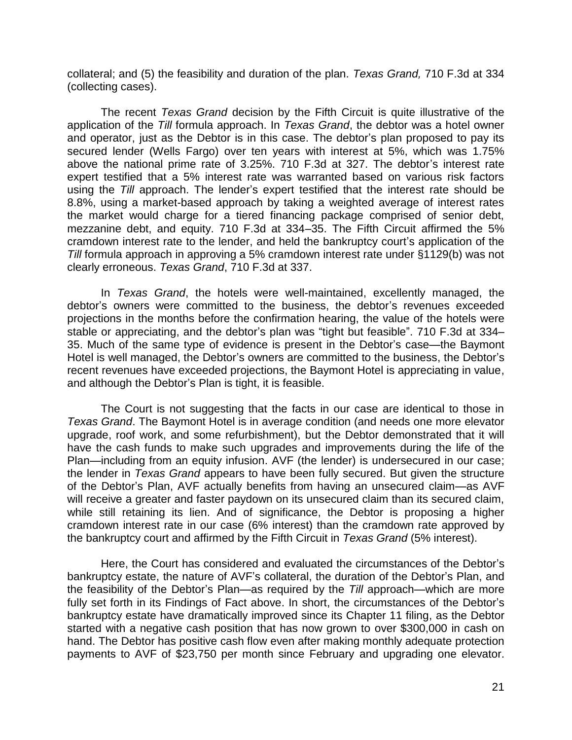collateral; and (5) the feasibility and duration of the plan. *Texas Grand,* 710 F.3d at 334 (collecting cases).

The recent *Texas Grand* decision by the Fifth Circuit is quite illustrative of the application of the *Till* formula approach. In *Texas Grand*, the debtor was a hotel owner and operator, just as the Debtor is in this case. The debtor's plan proposed to pay its secured lender (Wells Fargo) over ten years with interest at 5%, which was 1.75% above the national prime rate of 3.25%. 710 F.3d at 327. The debtor's interest rate expert testified that a 5% interest rate was warranted based on various risk factors using the *Till* approach. The lender's expert testified that the interest rate should be 8.8%, using a market-based approach by taking a weighted average of interest rates the market would charge for a tiered financing package comprised of senior debt, mezzanine debt, and equity. 710 F.3d at 334–35. The Fifth Circuit affirmed the 5% cramdown interest rate to the lender, and held the bankruptcy court's application of the *Till* formula approach in approving a 5% cramdown interest rate under §1129(b) was not clearly erroneous. *Texas Grand*, 710 F.3d at 337.

In *Texas Grand*, the hotels were well-maintained, excellently managed, the debtor's owners were committed to the business, the debtor's revenues exceeded projections in the months before the confirmation hearing, the value of the hotels were stable or appreciating, and the debtor's plan was "tight but feasible". 710 F.3d at 334–35. Much of the same type of evidence is present in the Debtor's case—the Baymont Hotel is well managed, the Debtor's owners are committed to the business, the Debtor's recent revenues have exceeded projections, the Baymont Hotel is appreciating in value, and although the Debtor's Plan is tight, it is feasible.

The Court is not suggesting that the facts in our case are identical to those in *Texas Grand*. The Baymont Hotel is in average condition (and needs one more elevator upgrade, roof work, and some refurbishment), but the Debtor demonstrated that it will have the cash funds to make such upgrades and improvements during the life of the Plan—including from an equity infusion. AVF (the lender) is undersecured in our case; the lender in *Texas Grand* appears to have been fully secured. But given the structure of the Debtor's Plan, AVF actually benefits from having an unsecured claim—as AVF will receive a greater and faster paydown on its unsecured claim than its secured claim, while still retaining its lien. And of significance, the Debtor is proposing a higher cramdown interest rate in our case (6% interest) than the cramdown rate approved by the bankruptcy court and affirmed by the Fifth Circuit in *Texas Grand* (5% interest).

Here, the Court has considered and evaluated the circumstances of the Debtor's bankruptcy estate, the nature of AVF's collateral, the duration of the Debtor's Plan, and the feasibility of the Debtor's Plan—as required by the *Till* approach—which are more fully set forth in its Findings of Fact above. In short, the circumstances of the Debtor's bankruptcy estate have dramatically improved since its Chapter 11 filing, as the Debtor started with a negative cash position that has now grown to over $300,000 in cash on hand. The Debtor has positive cash flow even after making monthly adequate protection payments to AVF of $23,750 per month since February and upgrading one elevator.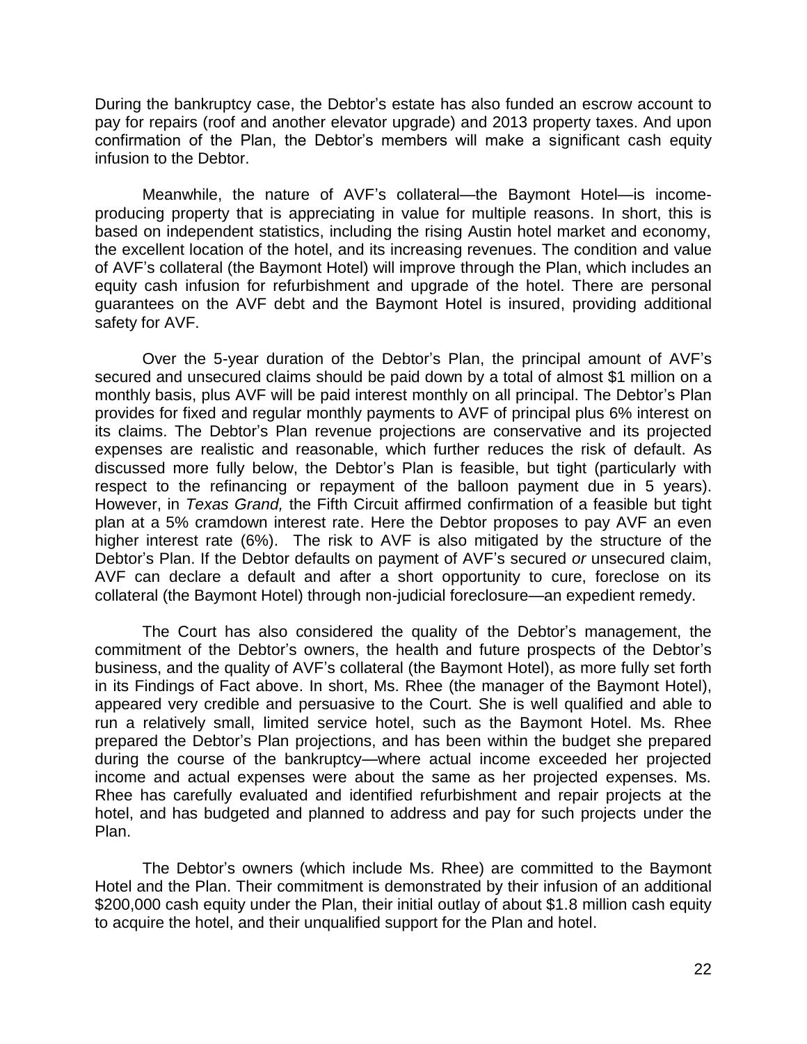During the bankruptcy case, the Debtor's estate has also funded an escrow account to pay for repairs (roof and another elevator upgrade) and 2013 property taxes. And upon confirmation of the Plan, the Debtor's members will make a significant cash equity infusion to the Debtor.

Meanwhile, the nature of AVF's collateral—the Baymont Hotel—is income-producing property that is appreciating in value for multiple reasons. In short, this is based on independent statistics, including the rising Austin hotel market and economy, the excellent location of the hotel, and its increasing revenues. The condition and value of AVF's collateral (the Baymont Hotel) will improve through the Plan, which includes an equity cash infusion for refurbishment and upgrade of the hotel. There are personal guarantees on the AVF debt and the Baymont Hotel is insured, providing additional safety for AVF.

Over the 5-year duration of the Debtor's Plan, the principal amount of AVF's secured and unsecured claims should be paid down by a total of almost $1 million on a monthly basis, plus AVF will be paid interest monthly on all principal. The Debtor's Plan provides for fixed and regular monthly payments to AVF of principal plus 6% interest on its claims. The Debtor's Plan revenue projections are conservative and its projected expenses are realistic and reasonable, which further reduces the risk of default. As discussed more fully below, the Debtor's Plan is feasible, but tight (particularly with respect to the refinancing or repayment of the balloon payment due in 5 years). However, in *Texas Grand,* the Fifth Circuit affirmed confirmation of a feasible but tight plan at a 5% cramdown interest rate. Here the Debtor proposes to pay AVF an even higher interest rate (6%). The risk to AVF is also mitigated by the structure of the Debtor's Plan. If the Debtor defaults on payment of AVF's secured *or* unsecured claim, AVF can declare a default and after a short opportunity to cure, foreclose on its collateral (the Baymont Hotel) through non-judicial foreclosure—an expedient remedy.

The Court has also considered the quality of the Debtor's management, the commitment of the Debtor's owners, the health and future prospects of the Debtor's business, and the quality of AVF's collateral (the Baymont Hotel), as more fully set forth in its Findings of Fact above. In short, Ms. Rhee (the manager of the Baymont Hotel), appeared very credible and persuasive to the Court. She is well qualified and able to run a relatively small, limited service hotel, such as the Baymont Hotel. Ms. Rhee prepared the Debtor's Plan projections, and has been within the budget she prepared during the course of the bankruptcy—where actual income exceeded her projected income and actual expenses were about the same as her projected expenses. Ms. Rhee has carefully evaluated and identified refurbishment and repair projects at the hotel, and has budgeted and planned to address and pay for such projects under the Plan.

The Debtor's owners (which include Ms. Rhee) are committed to the Baymont Hotel and the Plan. Their commitment is demonstrated by their infusion of an additional $200,000 cash equity under the Plan, their initial outlay of about $1.8 million cash equity to acquire the hotel, and their unqualified support for the Plan and hotel.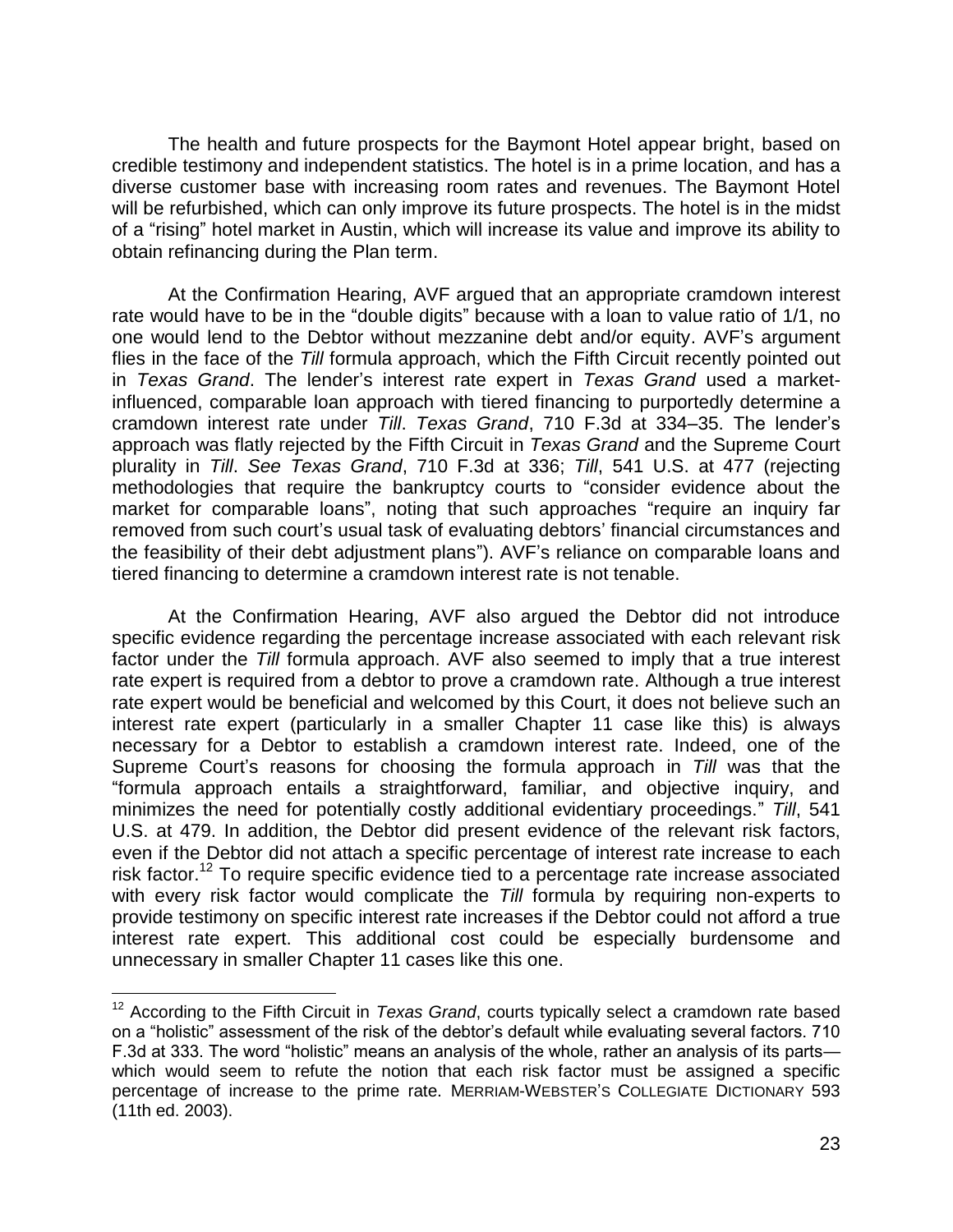The health and future prospects for the Baymont Hotel appear bright, based on credible testimony and independent statistics. The hotel is in a prime location, and has a diverse customer base with increasing room rates and revenues. The Baymont Hotel will be refurbished, which can only improve its future prospects. The hotel is in the midst of a "rising" hotel market in Austin, which will increase its value and improve its ability to obtain refinancing during the Plan term.

At the Confirmation Hearing, AVF argued that an appropriate cramdown interest rate would have to be in the "double digits" because with a loan to value ratio of 1/1, no one would lend to the Debtor without mezzanine debt and/or equity. AVF's argument flies in the face of the *Till* formula approach, which the Fifth Circuit recently pointed out in *Texas Grand*. The lender's interest rate expert in *Texas Grand* used a market-influenced, comparable loan approach with tiered financing to purportedly determine a cramdown interest rate under *Till*. *Texas Grand*, 710 F.3d at 334–35. The lender's approach was flatly rejected by the Fifth Circuit in *Texas Grand* and the Supreme Court plurality in *Till*. *See Texas Grand*, 710 F.3d at 336; *Till*, 541 U.S. at 477 (rejecting methodologies that require the bankruptcy courts to "consider evidence about the market for comparable loans", noting that such approaches "require an inquiry far removed from such court's usual task of evaluating debtors' financial circumstances and the feasibility of their debt adjustment plans"). AVF's reliance on comparable loans and tiered financing to determine a cramdown interest rate is not tenable.

At the Confirmation Hearing, AVF also argued the Debtor did not introduce specific evidence regarding the percentage increase associated with each relevant risk factor under the *Till* formula approach. AVF also seemed to imply that a true interest rate expert is required from a debtor to prove a cramdown rate. Although a true interest rate expert would be beneficial and welcomed by this Court, it does not believe such an interest rate expert (particularly in a smaller Chapter 11 case like this) is always necessary for a Debtor to establish a cramdown interest rate. Indeed, one of the Supreme Court's reasons for choosing the formula approach in *Till* was that the "formula approach entails a straightforward, familiar, and objective inquiry, and minimizes the need for potentially costly additional evidentiary proceedings." *Till*, 541 U.S. at 479. In addition, the Debtor did present evidence of the relevant risk factors, even if the Debtor did not attach a specific percentage of interest rate increase to each risk factor.[12] To require specific evidence tied to a percentage rate increase associated with every risk factor would complicate the *Till* formula by requiring non-experts to provide testimony on specific interest rate increases if the Debtor could not afford a true interest rate expert. This additional cost could be especially burdensome and unnecessary in smaller Chapter 11 cases like this one.

---

[12] According to the Fifth Circuit in *Texas Grand*, courts typically select a cramdown rate based on a "holistic" assessment of the risk of the debtor's default while evaluating several factors. 710 F.3d at 333. The word "holistic" means an analysis of the whole, rather an analysis of its parts—which would seem to refute the notion that each risk factor must be assigned a specific percentage of increase to the prime rate. MERRIAM-WEBSTER'S COLLEGIATE DICTIONARY 593 (11th ed. 2003).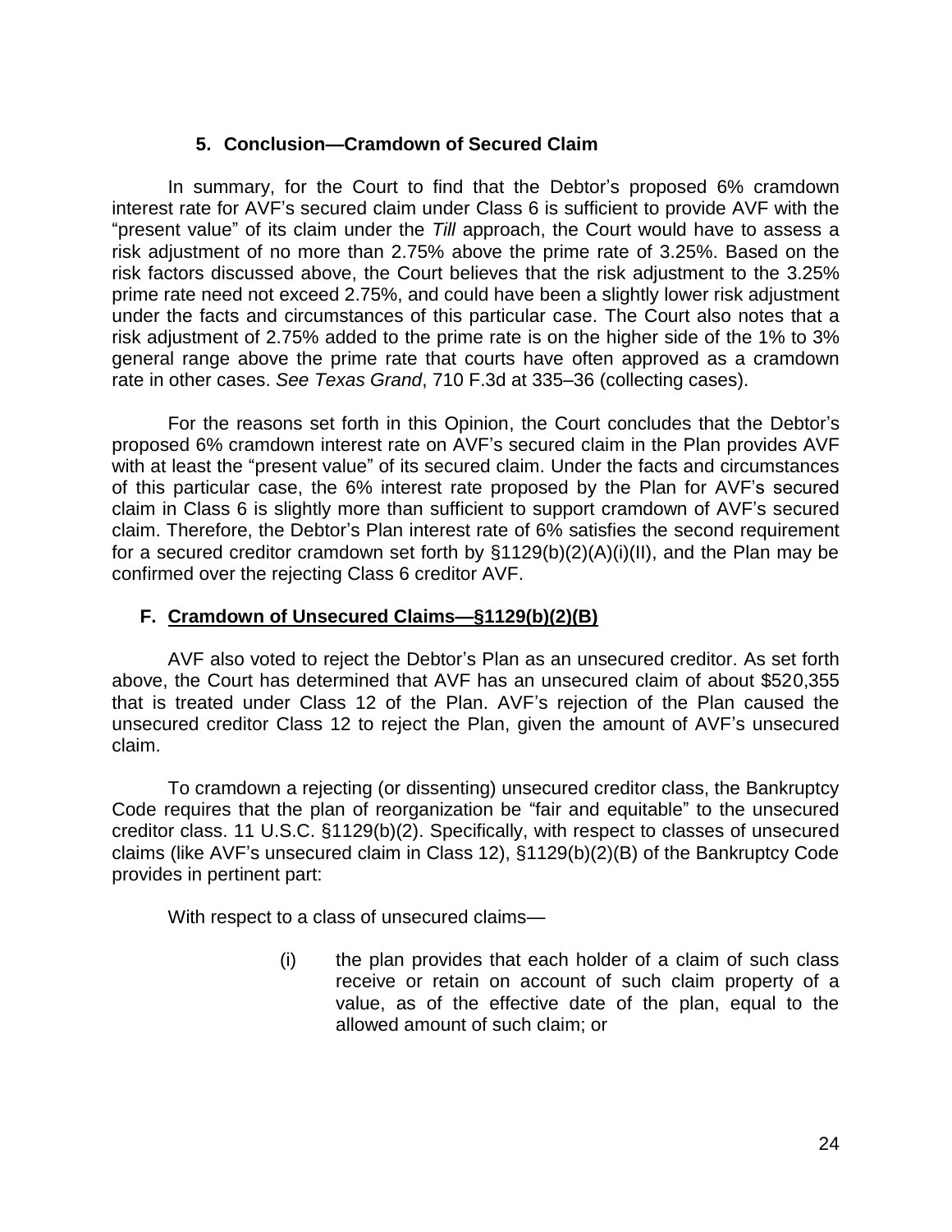### 5. Conclusion—Cramdown of Secured Claim

In summary, for the Court to find that the Debtor's proposed 6% cramdown interest rate for AVF's secured claim under Class 6 is sufficient to provide AVF with the "present value" of its claim under the *Till* approach, the Court would have to assess a risk adjustment of no more than 2.75% above the prime rate of 3.25%. Based on the risk factors discussed above, the Court believes that the risk adjustment to the 3.25% prime rate need not exceed 2.75%, and could have been a slightly lower risk adjustment under the facts and circumstances of this particular case. The Court also notes that a risk adjustment of 2.75% added to the prime rate is on the higher side of the 1% to 3% general range above the prime rate that courts have often approved as a cramdown rate in other cases. *See Texas Grand*, 710 F.3d at 335–36 (collecting cases).

For the reasons set forth in this Opinion, the Court concludes that the Debtor's proposed 6% cramdown interest rate on AVF's secured claim in the Plan provides AVF with at least the "present value" of its secured claim. Under the facts and circumstances of this particular case, the 6% interest rate proposed by the Plan for AVF's secured claim in Class 6 is slightly more than sufficient to support cramdown of AVF's secured claim. Therefore, the Debtor's Plan interest rate of 6% satisfies the second requirement for a secured creditor cramdown set forth by §1129(b)(2)(A)(i)(II), and the Plan may be confirmed over the rejecting Class 6 creditor AVF.

## F. <u>Cramdown of Unsecured Claims—§1129(b)(2)(B)</u>

AVF also voted to reject the Debtor's Plan as an unsecured creditor. As set forth above, the Court has determined that AVF has an unsecured claim of about $520,355 that is treated under Class 12 of the Plan. AVF's rejection of the Plan caused the unsecured creditor Class 12 to reject the Plan, given the amount of AVF's unsecured claim.

To cramdown a rejecting (or dissenting) unsecured creditor class, the Bankruptcy Code requires that the plan of reorganization be "fair and equitable" to the unsecured creditor class. 11 U.S.C. §1129(b)(2). Specifically, with respect to classes of unsecured claims (like AVF's unsecured claim in Class 12), §1129(b)(2)(B) of the Bankruptcy Code provides in pertinent part:

> With respect to a class of unsecured claims—
>
> (i) the plan provides that each holder of a claim of such class receive or retain on account of such claim property of a value, as of the effective date of the plan, equal to the allowed amount of such claim; or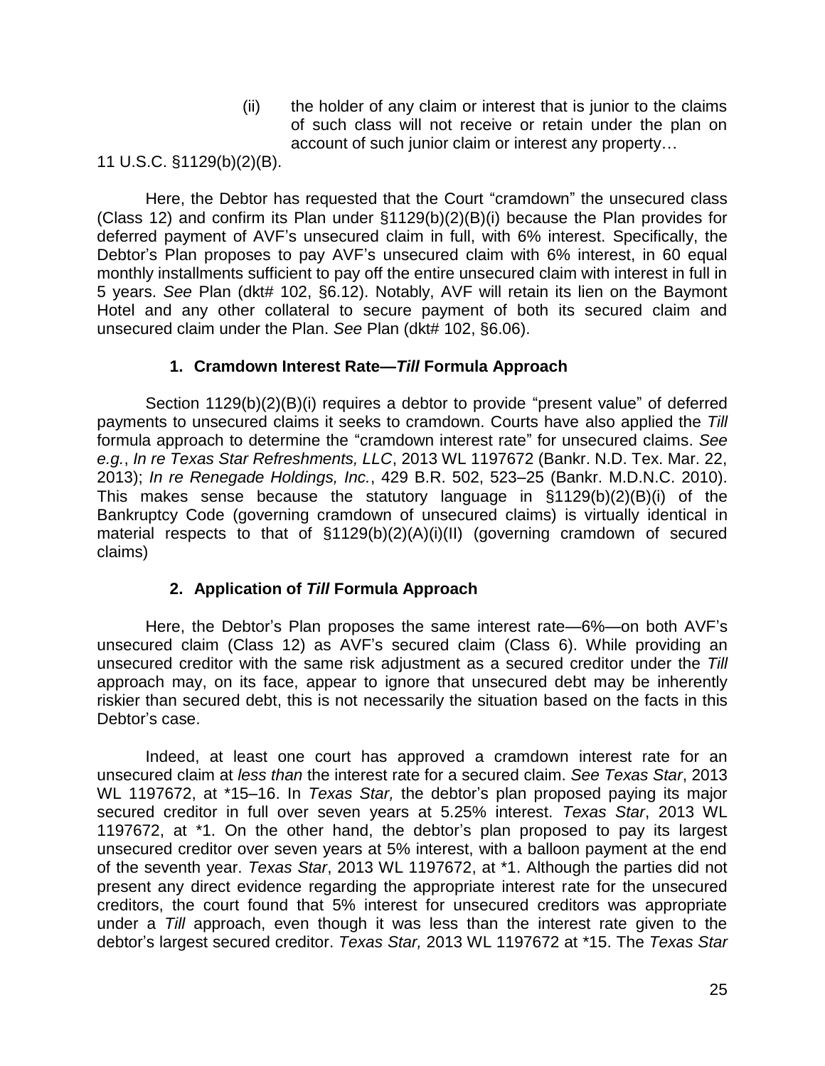> (ii) the holder of any claim or interest that is junior to the claims of such class will not receive or retain under the plan on account of such junior claim or interest any property…

11 U.S.C. §1129(b)(2)(B).

Here, the Debtor has requested that the Court "cramdown" the unsecured class (Class 12) and confirm its Plan under §1129(b)(2)(B)(i) because the Plan provides for deferred payment of AVF's unsecured claim in full, with 6% interest. Specifically, the Debtor's Plan proposes to pay AVF's unsecured claim with 6% interest, in 60 equal monthly installments sufficient to pay off the entire unsecured claim with interest in full in 5 years. *See* Plan (dkt# 102, §6.12). Notably, AVF will retain its lien on the Baymont Hotel and any other collateral to secure payment of both its secured claim and unsecured claim under the Plan. *See* Plan (dkt# 102, §6.06).

### 1. Cramdown Interest Rate—*Till* Formula Approach

Section 1129(b)(2)(B)(i) requires a debtor to provide "present value" of deferred payments to unsecured claims it seeks to cramdown. Courts have also applied the *Till* formula approach to determine the "cramdown interest rate" for unsecured claims. *See e.g.*, *In re Texas Star Refreshments, LLC*, 2013 WL 1197672 (Bankr. N.D. Tex. Mar. 22, 2013); *In re Renegade Holdings, Inc.*, 429 B.R. 502, 523–25 (Bankr. M.D.N.C. 2010). This makes sense because the statutory language in §1129(b)(2)(B)(i) of the Bankruptcy Code (governing cramdown of unsecured claims) is virtually identical in material respects to that of §1129(b)(2)(A)(i)(II) (governing cramdown of secured claims)

### 2. Application of *Till* Formula Approach

Here, the Debtor's Plan proposes the same interest rate—6%—on both AVF's unsecured claim (Class 12) as AVF's secured claim (Class 6). While providing an unsecured creditor with the same risk adjustment as a secured creditor under the *Till* approach may, on its face, appear to ignore that unsecured debt may be inherently riskier than secured debt, this is not necessarily the situation based on the facts in this Debtor's case.

Indeed, at least one court has approved a cramdown interest rate for an unsecured claim at *less than* the interest rate for a secured claim. *See Texas Star*, 2013 WL 1197672, at *15–16. In *Texas Star,* the debtor's plan proposed paying its major secured creditor in full over seven years at 5.25% interest. *Texas Star*, 2013 WL 1197672, at *1. On the other hand, the debtor's plan proposed to pay its largest unsecured creditor over seven years at 5% interest, with a balloon payment at the end of the seventh year. *Texas Star*, 2013 WL 1197672, at *1. Although the parties did not present any direct evidence regarding the appropriate interest rate for the unsecured creditors, the court found that 5% interest for unsecured creditors was appropriate under a *Till* approach, even though it was less than the interest rate given to the debtor's largest secured creditor. *Texas Star,* 2013 WL 1197672 at *15. The *Texas Star*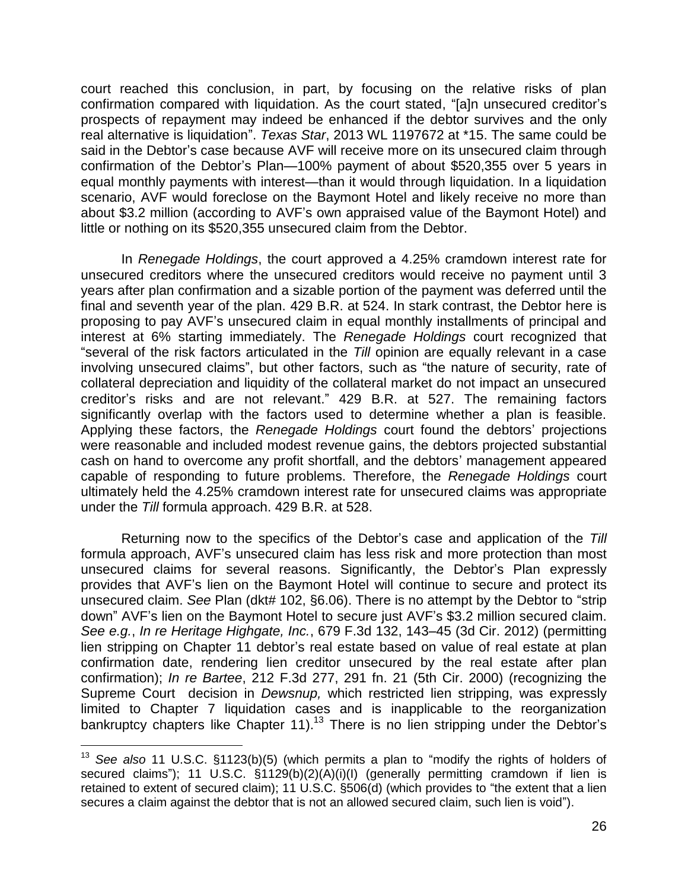court reached this conclusion, in part, by focusing on the relative risks of plan confirmation compared with liquidation. As the court stated, "[a]n unsecured creditor's prospects of repayment may indeed be enhanced if the debtor survives and the only real alternative is liquidation". *Texas Star*, 2013 WL 1197672 at *15. The same could be said in the Debtor's case because AVF will receive more on its unsecured claim through confirmation of the Debtor's Plan—100% payment of about $520,355 over 5 years in equal monthly payments with interest—than it would through liquidation. In a liquidation scenario, AVF would foreclose on the Baymont Hotel and likely receive no more than about $3.2 million (according to AVF's own appraised value of the Baymont Hotel) and little or nothing on its $520,355 unsecured claim from the Debtor.

In *Renegade Holdings*, the court approved a 4.25% cramdown interest rate for unsecured creditors where the unsecured creditors would receive no payment until 3 years after plan confirmation and a sizable portion of the payment was deferred until the final and seventh year of the plan. 429 B.R. at 524. In stark contrast, the Debtor here is proposing to pay AVF's unsecured claim in equal monthly installments of principal and interest at 6% starting immediately. The *Renegade Holdings* court recognized that "several of the risk factors articulated in the *Till* opinion are equally relevant in a case involving unsecured claims", but other factors, such as "the nature of security, rate of collateral depreciation and liquidity of the collateral market do not impact an unsecured creditor's risks and are not relevant." 429 B.R. at 527. The remaining factors significantly overlap with the factors used to determine whether a plan is feasible. Applying these factors, the *Renegade Holdings* court found the debtors' projections were reasonable and included modest revenue gains, the debtors projected substantial cash on hand to overcome any profit shortfall, and the debtors' management appeared capable of responding to future problems. Therefore, the *Renegade Holdings* court ultimately held the 4.25% cramdown interest rate for unsecured claims was appropriate under the *Till* formula approach. 429 B.R. at 528.

Returning now to the specifics of the Debtor's case and application of the *Till* formula approach, AVF's unsecured claim has less risk and more protection than most unsecured claims for several reasons. Significantly, the Debtor's Plan expressly provides that AVF's lien on the Baymont Hotel will continue to secure and protect its unsecured claim. *See* Plan (dkt# 102, §6.06). There is no attempt by the Debtor to "strip down" AVF's lien on the Baymont Hotel to secure just AVF's $3.2 million secured claim. *See e.g.*, *In re Heritage Highgate, Inc.*, 679 F.3d 132, 143–45 (3d Cir. 2012) (permitting lien stripping on Chapter 11 debtor's real estate based on value of real estate at plan confirmation date, rendering lien creditor unsecured by the real estate after plan confirmation); *In re Bartee*, 212 F.3d 277, 291 fn. 21 (5th Cir. 2000) (recognizing the Supreme Court decision in *Dewsnup,* which restricted lien stripping, was expressly limited to Chapter 7 liquidation cases and is inapplicable to the reorganization bankruptcy chapters like Chapter 11).[13] There is no lien stripping under the Debtor's

---

[13] *See also* 11 U.S.C. §1123(b)(5) (which permits a plan to "modify the rights of holders of secured claims"); 11 U.S.C. §1129(b)(2)(A)(i)(I) (generally permitting cramdown if lien is retained to extent of secured claim); 11 U.S.C. §506(d) (which provides to "the extent that a lien secures a claim against the debtor that is not an allowed secured claim, such lien is void").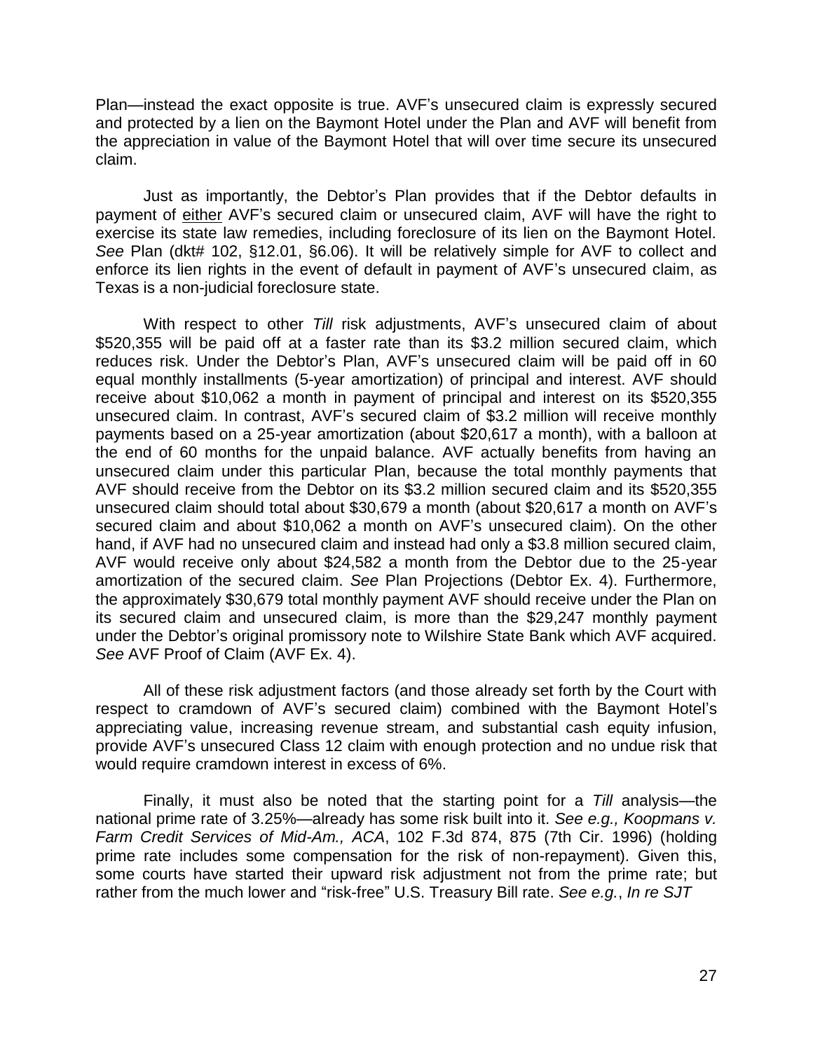Plan—instead the exact opposite is true. AVF's unsecured claim is expressly secured and protected by a lien on the Baymont Hotel under the Plan and AVF will benefit from the appreciation in value of the Baymont Hotel that will over time secure its unsecured claim.

Just as importantly, the Debtor's Plan provides that if the Debtor defaults in payment of <u>either</u> AVF's secured claim or unsecured claim, AVF will have the right to exercise its state law remedies, including foreclosure of its lien on the Baymont Hotel. *See* Plan (dkt# 102, §12.01, §6.06). It will be relatively simple for AVF to collect and enforce its lien rights in the event of default in payment of AVF's unsecured claim, as Texas is a non-judicial foreclosure state.

With respect to other *Till* risk adjustments, AVF's unsecured claim of about \$520,355 will be paid off at a faster rate than its \$3.2 million secured claim, which reduces risk. Under the Debtor's Plan, AVF's unsecured claim will be paid off in 60 equal monthly installments (5-year amortization) of principal and interest. AVF should receive about \$10,062 a month in payment of principal and interest on its \$520,355 unsecured claim. In contrast, AVF's secured claim of \$3.2 million will receive monthly payments based on a 25-year amortization (about \$20,617 a month), with a balloon at the end of 60 months for the unpaid balance. AVF actually benefits from having an unsecured claim under this particular Plan, because the total monthly payments that AVF should receive from the Debtor on its \$3.2 million secured claim and its \$520,355 unsecured claim should total about \$30,679 a month (about \$20,617 a month on AVF's secured claim and about \$10,062 a month on AVF's unsecured claim). On the other hand, if AVF had no unsecured claim and instead had only a \$3.8 million secured claim, AVF would receive only about \$24,582 a month from the Debtor due to the 25-year amortization of the secured claim. *See* Plan Projections (Debtor Ex. 4). Furthermore, the approximately \$30,679 total monthly payment AVF should receive under the Plan on its secured claim and unsecured claim, is more than the \$29,247 monthly payment under the Debtor's original promissory note to Wilshire State Bank which AVF acquired. *See* AVF Proof of Claim (AVF Ex. 4).

All of these risk adjustment factors (and those already set forth by the Court with respect to cramdown of AVF's secured claim) combined with the Baymont Hotel's appreciating value, increasing revenue stream, and substantial cash equity infusion, provide AVF's unsecured Class 12 claim with enough protection and no undue risk that would require cramdown interest in excess of 6%.

Finally, it must also be noted that the starting point for a *Till* analysis—the national prime rate of 3.25%—already has some risk built into it. *See e.g., Koopmans v. Farm Credit Services of Mid-Am., ACA*, 102 F.3d 874, 875 (7th Cir. 1996) (holding prime rate includes some compensation for the risk of non-repayment). Given this, some courts have started their upward risk adjustment not from the prime rate; but rather from the much lower and "risk-free" U.S. Treasury Bill rate. *See e.g.*, *In re SJT*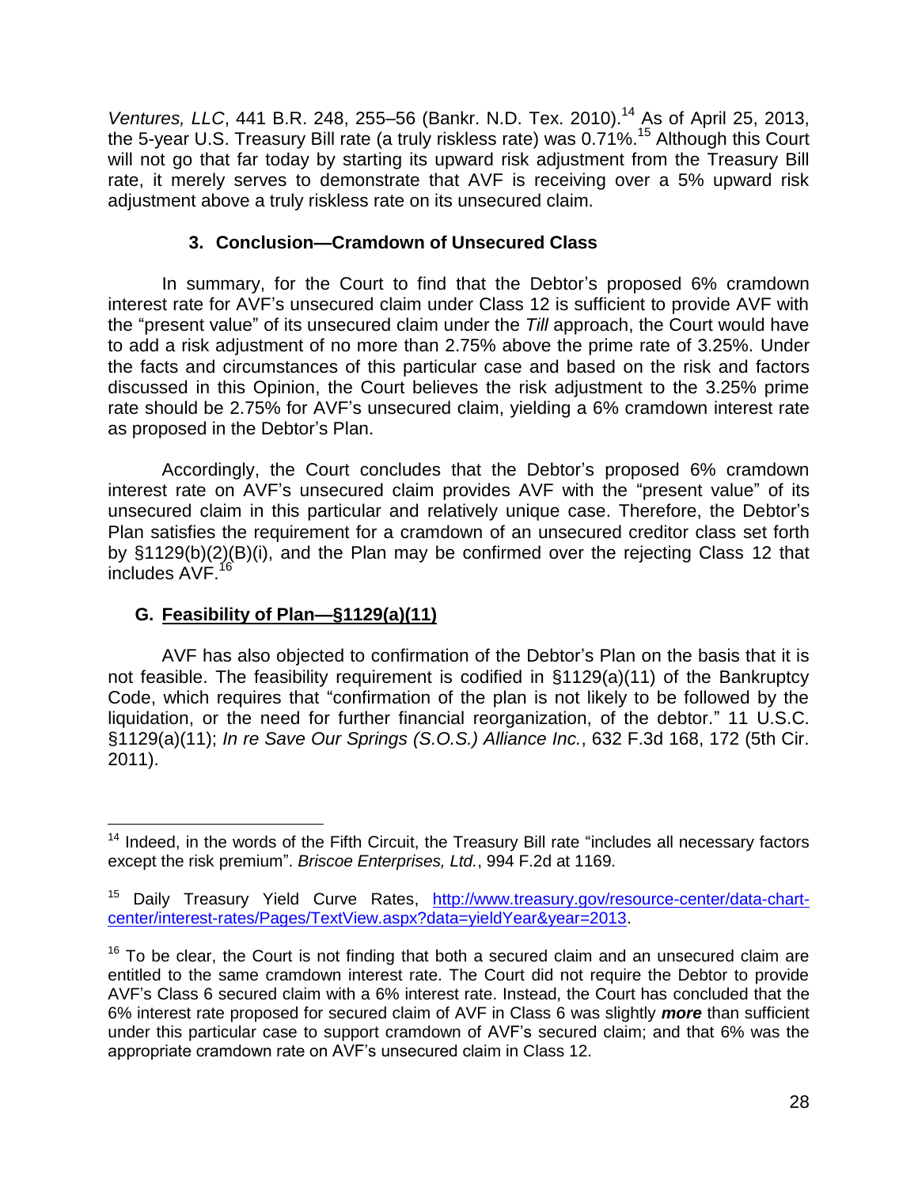*Ventures, LLC*, 441 B.R. 248, 255–56 (Bankr. N.D. Tex. 2010).[14] As of April 25, 2013, the 5-year U.S. Treasury Bill rate (a truly riskless rate) was 0.71%.[15] Although this Court will not go that far today by starting its upward risk adjustment from the Treasury Bill rate, it merely serves to demonstrate that AVF is receiving over a 5% upward risk adjustment above a truly riskless rate on its unsecured claim.

### 3. Conclusion—Cramdown of Unsecured Class

In summary, for the Court to find that the Debtor's proposed 6% cramdown interest rate for AVF's unsecured claim under Class 12 is sufficient to provide AVF with the "present value" of its unsecured claim under the *Till* approach, the Court would have to add a risk adjustment of no more than 2.75% above the prime rate of 3.25%. Under the facts and circumstances of this particular case and based on the risk and factors discussed in this Opinion, the Court believes the risk adjustment to the 3.25% prime rate should be 2.75% for AVF's unsecured claim, yielding a 6% cramdown interest rate as proposed in the Debtor's Plan.

Accordingly, the Court concludes that the Debtor's proposed 6% cramdown interest rate on AVF's unsecured claim provides AVF with the "present value" of its unsecured claim in this particular and relatively unique case. Therefore, the Debtor's Plan satisfies the requirement for a cramdown of an unsecured creditor class set forth by §1129(b)(2)(B)(i), and the Plan may be confirmed over the rejecting Class 12 that includes AVF.[16]

## G. Feasibility of Plan—§1129(a)(11)

AVF has also objected to confirmation of the Debtor's Plan on the basis that it is not feasible. The feasibility requirement is codified in §1129(a)(11) of the Bankruptcy Code, which requires that "confirmation of the plan is not likely to be followed by the liquidation, or the need for further financial reorganization, of the debtor." 11 U.S.C. §1129(a)(11); *In re Save Our Springs (S.O.S.) Alliance Inc.*, 632 F.3d 168, 172 (5th Cir. 2011).

---

[14] Indeed, in the words of the Fifth Circuit, the Treasury Bill rate "includes all necessary factors except the risk premium". *Briscoe Enterprises, Ltd.*, 994 F.2d at 1169.

[15] Daily Treasury Yield Curve Rates, http://www.treasury.gov/resource-center/data-chart-center/interest-rates/Pages/TextView.aspx?data=yieldYear&year=2013.

[16] To be clear, the Court is not finding that both a secured claim and an unsecured claim are entitled to the same cramdown interest rate. The Court did not require the Debtor to provide AVF's Class 6 secured claim with a 6% interest rate. Instead, the Court has concluded that the 6% interest rate proposed for secured claim of AVF in Class 6 was slightly ***more*** than sufficient under this particular case to support cramdown of AVF's secured claim; and that 6% was the appropriate cramdown rate on AVF's unsecured claim in Class 12.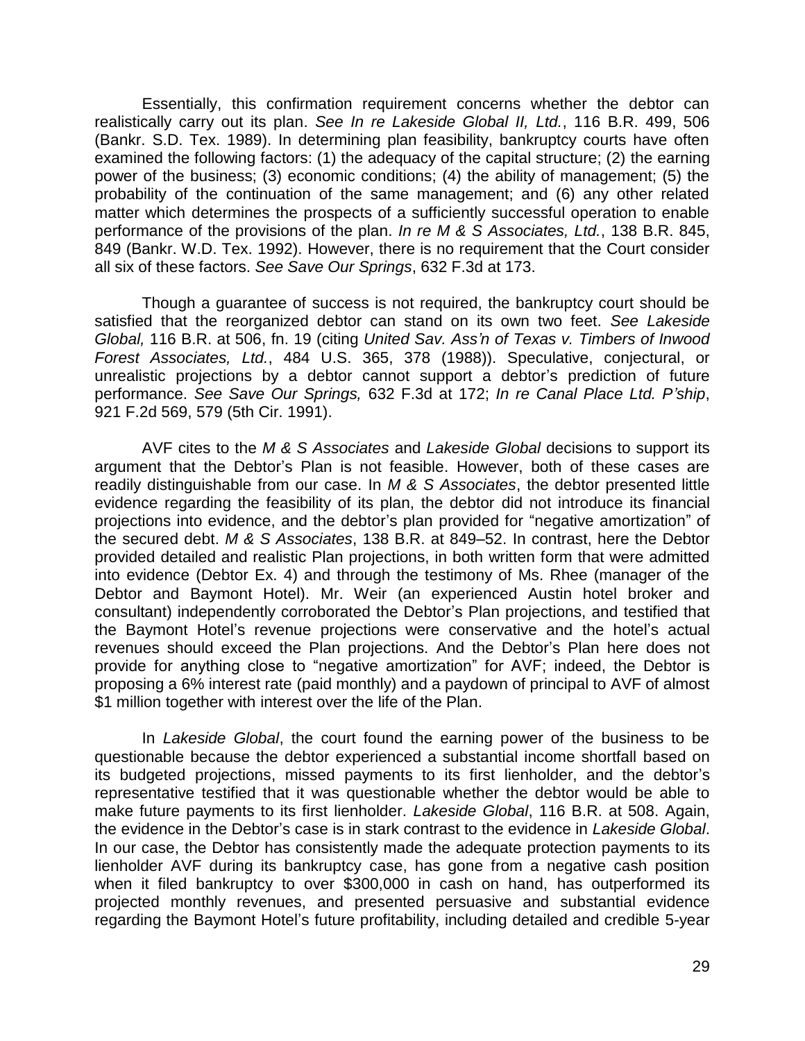Essentially, this confirmation requirement concerns whether the debtor can realistically carry out its plan. *See In re Lakeside Global II, Ltd.*, 116 B.R. 499, 506 (Bankr. S.D. Tex. 1989). In determining plan feasibility, bankruptcy courts have often examined the following factors: (1) the adequacy of the capital structure; (2) the earning power of the business; (3) economic conditions; (4) the ability of management; (5) the probability of the continuation of the same management; and (6) any other related matter which determines the prospects of a sufficiently successful operation to enable performance of the provisions of the plan. *In re M & S Associates, Ltd.*, 138 B.R. 845, 849 (Bankr. W.D. Tex. 1992). However, there is no requirement that the Court consider all six of these factors. *See Save Our Springs*, 632 F.3d at 173.

Though a guarantee of success is not required, the bankruptcy court should be satisfied that the reorganized debtor can stand on its own two feet. *See Lakeside Global,* 116 B.R. at 506, fn. 19 (citing *United Sav. Ass'n of Texas v. Timbers of Inwood Forest Associates, Ltd.*, 484 U.S. 365, 378 (1988)). Speculative, conjectural, or unrealistic projections by a debtor cannot support a debtor's prediction of future performance. *See Save Our Springs,* 632 F.3d at 172; *In re Canal Place Ltd. P'ship*, 921 F.2d 569, 579 (5th Cir. 1991).

AVF cites to the *M & S Associates* and *Lakeside Global* decisions to support its argument that the Debtor's Plan is not feasible. However, both of these cases are readily distinguishable from our case. In *M & S Associates*, the debtor presented little evidence regarding the feasibility of its plan, the debtor did not introduce its financial projections into evidence, and the debtor's plan provided for "negative amortization" of the secured debt. *M & S Associates*, 138 B.R. at 849–52. In contrast, here the Debtor provided detailed and realistic Plan projections, in both written form that were admitted into evidence (Debtor Ex. 4) and through the testimony of Ms. Rhee (manager of the Debtor and Baymont Hotel). Mr. Weir (an experienced Austin hotel broker and consultant) independently corroborated the Debtor's Plan projections, and testified that the Baymont Hotel's revenue projections were conservative and the hotel's actual revenues should exceed the Plan projections. And the Debtor's Plan here does not provide for anything close to "negative amortization" for AVF; indeed, the Debtor is proposing a 6% interest rate (paid monthly) and a paydown of principal to AVF of almost $1 million together with interest over the life of the Plan.

In *Lakeside Global*, the court found the earning power of the business to be questionable because the debtor experienced a substantial income shortfall based on its budgeted projections, missed payments to its first lienholder, and the debtor's representative testified that it was questionable whether the debtor would be able to make future payments to its first lienholder. *Lakeside Global*, 116 B.R. at 508. Again, the evidence in the Debtor's case is in stark contrast to the evidence in *Lakeside Global*. In our case, the Debtor has consistently made the adequate protection payments to its lienholder AVF during its bankruptcy case, has gone from a negative cash position when it filed bankruptcy to over $300,000 in cash on hand, has outperformed its projected monthly revenues, and presented persuasive and substantial evidence regarding the Baymont Hotel's future profitability, including detailed and credible 5-year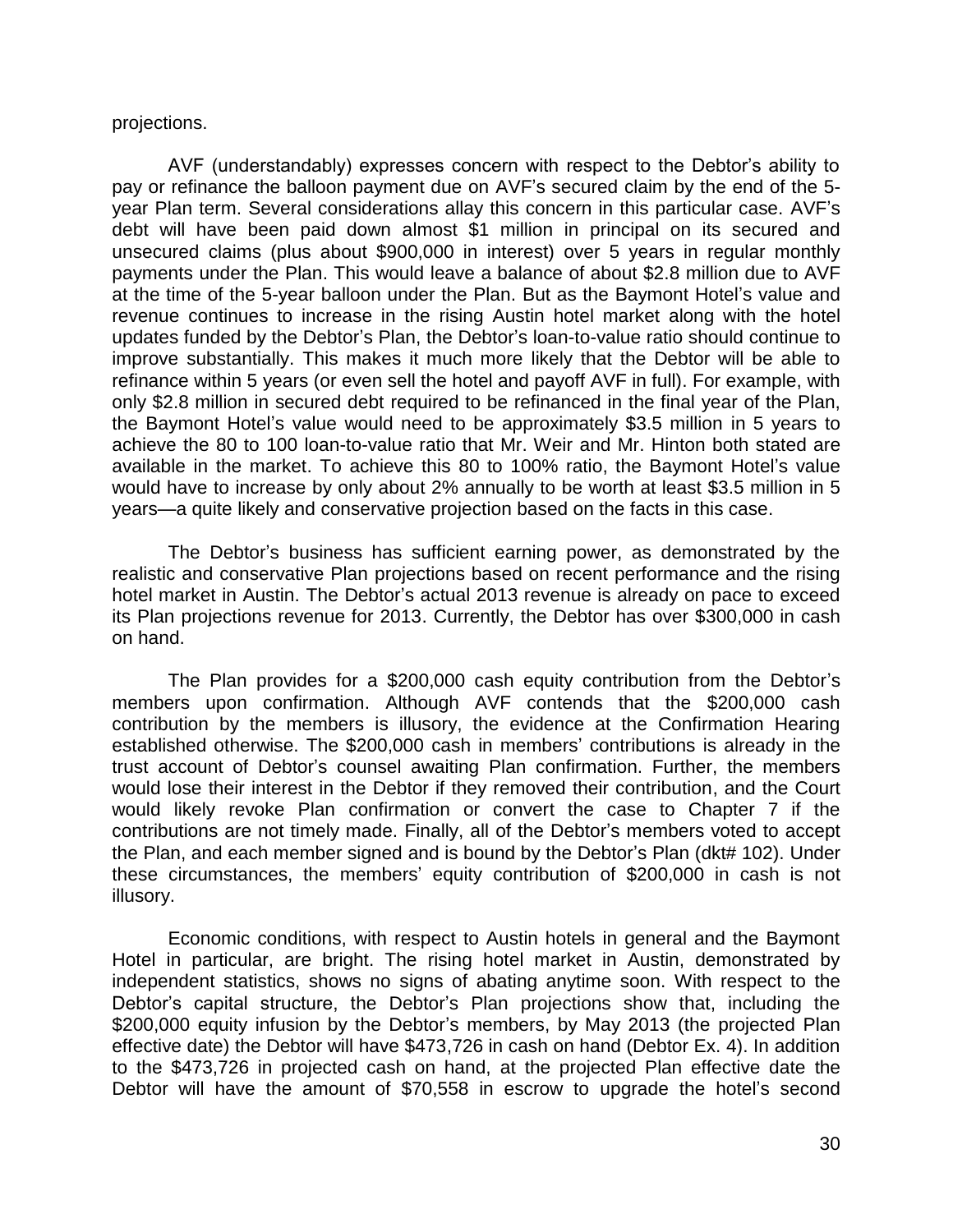projections.

AVF (understandably) expresses concern with respect to the Debtor's ability to pay or refinance the balloon payment due on AVF's secured claim by the end of the 5-year Plan term. Several considerations allay this concern in this particular case. AVF's debt will have been paid down almost $1 million in principal on its secured and unsecured claims (plus about $900,000 in interest) over 5 years in regular monthly payments under the Plan. This would leave a balance of about $2.8 million due to AVF at the time of the 5-year balloon under the Plan. But as the Baymont Hotel's value and revenue continues to increase in the rising Austin hotel market along with the hotel updates funded by the Debtor's Plan, the Debtor's loan-to-value ratio should continue to improve substantially. This makes it much more likely that the Debtor will be able to refinance within 5 years (or even sell the hotel and payoff AVF in full). For example, with only $2.8 million in secured debt required to be refinanced in the final year of the Plan, the Baymont Hotel's value would need to be approximately $3.5 million in 5 years to achieve the 80 to 100 loan-to-value ratio that Mr. Weir and Mr. Hinton both stated are available in the market. To achieve this 80 to 100% ratio, the Baymont Hotel's value would have to increase by only about 2% annually to be worth at least $3.5 million in 5 years—a quite likely and conservative projection based on the facts in this case.

The Debtor's business has sufficient earning power, as demonstrated by the realistic and conservative Plan projections based on recent performance and the rising hotel market in Austin. The Debtor's actual 2013 revenue is already on pace to exceed its Plan projections revenue for 2013. Currently, the Debtor has over $300,000 in cash on hand.

The Plan provides for a $200,000 cash equity contribution from the Debtor's members upon confirmation. Although AVF contends that the $200,000 cash contribution by the members is illusory, the evidence at the Confirmation Hearing established otherwise. The $200,000 cash in members' contributions is already in the trust account of Debtor's counsel awaiting Plan confirmation. Further, the members would lose their interest in the Debtor if they removed their contribution, and the Court would likely revoke Plan confirmation or convert the case to Chapter 7 if the contributions are not timely made. Finally, all of the Debtor's members voted to accept the Plan, and each member signed and is bound by the Debtor's Plan (dkt# 102). Under these circumstances, the members' equity contribution of $200,000 in cash is not illusory.

Economic conditions, with respect to Austin hotels in general and the Baymont Hotel in particular, are bright. The rising hotel market in Austin, demonstrated by independent statistics, shows no signs of abating anytime soon. With respect to the Debtor's capital structure, the Debtor's Plan projections show that, including the $200,000 equity infusion by the Debtor's members, by May 2013 (the projected Plan effective date) the Debtor will have $473,726 in cash on hand (Debtor Ex. 4). In addition to the $473,726 in projected cash on hand, at the projected Plan effective date the Debtor will have the amount of $70,558 in escrow to upgrade the hotel's second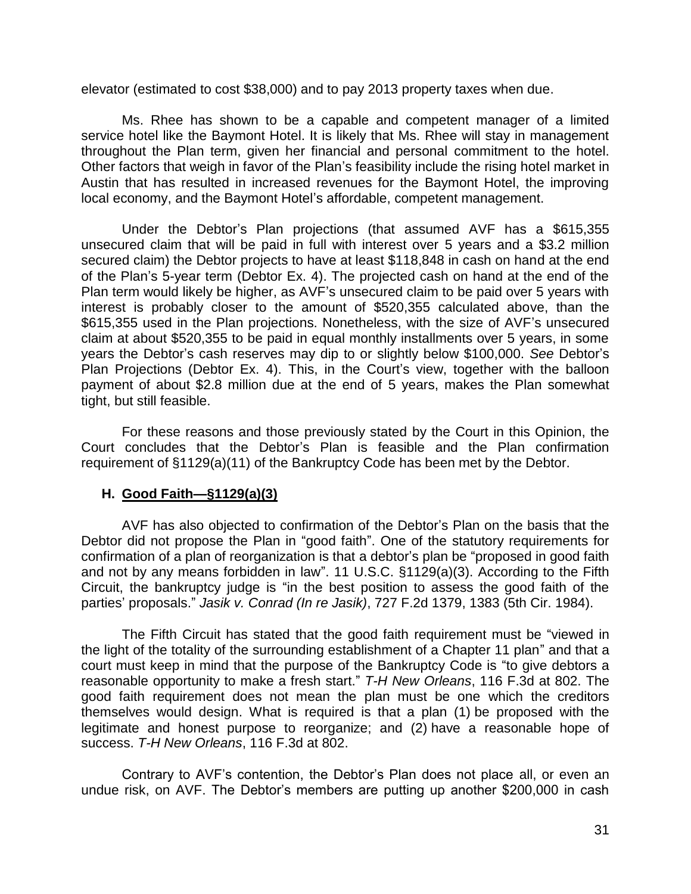elevator (estimated to cost $38,000) and to pay 2013 property taxes when due.

Ms. Rhee has shown to be a capable and competent manager of a limited service hotel like the Baymont Hotel. It is likely that Ms. Rhee will stay in management throughout the Plan term, given her financial and personal commitment to the hotel. Other factors that weigh in favor of the Plan's feasibility include the rising hotel market in Austin that has resulted in increased revenues for the Baymont Hotel, the improving local economy, and the Baymont Hotel's affordable, competent management.

Under the Debtor's Plan projections (that assumed AVF has a $615,355 unsecured claim that will be paid in full with interest over 5 years and a $3.2 million secured claim) the Debtor projects to have at least $118,848 in cash on hand at the end of the Plan's 5-year term (Debtor Ex. 4). The projected cash on hand at the end of the Plan term would likely be higher, as AVF's unsecured claim to be paid over 5 years with interest is probably closer to the amount of $520,355 calculated above, than the $615,355 used in the Plan projections. Nonetheless, with the size of AVF's unsecured claim at about $520,355 to be paid in equal monthly installments over 5 years, in some years the Debtor's cash reserves may dip to or slightly below $100,000. *See* Debtor's Plan Projections (Debtor Ex. 4). This, in the Court's view, together with the balloon payment of about $2.8 million due at the end of 5 years, makes the Plan somewhat tight, but still feasible.

For these reasons and those previously stated by the Court in this Opinion, the Court concludes that the Debtor's Plan is feasible and the Plan confirmation requirement of §1129(a)(11) of the Bankruptcy Code has been met by the Debtor.

### H. <u>Good Faith—§1129(a)(3)</u>

AVF has also objected to confirmation of the Debtor's Plan on the basis that the Debtor did not propose the Plan in "good faith". One of the statutory requirements for confirmation of a plan of reorganization is that a debtor's plan be "proposed in good faith and not by any means forbidden in law". 11 U.S.C. §1129(a)(3). According to the Fifth Circuit, the bankruptcy judge is "in the best position to assess the good faith of the parties' proposals." *Jasik v. Conrad (In re Jasik)*, 727 F.2d 1379, 1383 (5th Cir. 1984).

The Fifth Circuit has stated that the good faith requirement must be "viewed in the light of the totality of the surrounding establishment of a Chapter 11 plan" and that a court must keep in mind that the purpose of the Bankruptcy Code is "to give debtors a reasonable opportunity to make a fresh start." *T-H New Orleans*, 116 F.3d at 802. The good faith requirement does not mean the plan must be one which the creditors themselves would design. What is required is that a plan (1) be proposed with the legitimate and honest purpose to reorganize; and (2) have a reasonable hope of success. *T-H New Orleans*, 116 F.3d at 802.

Contrary to AVF's contention, the Debtor's Plan does not place all, or even an undue risk, on AVF. The Debtor's members are putting up another $200,000 in cash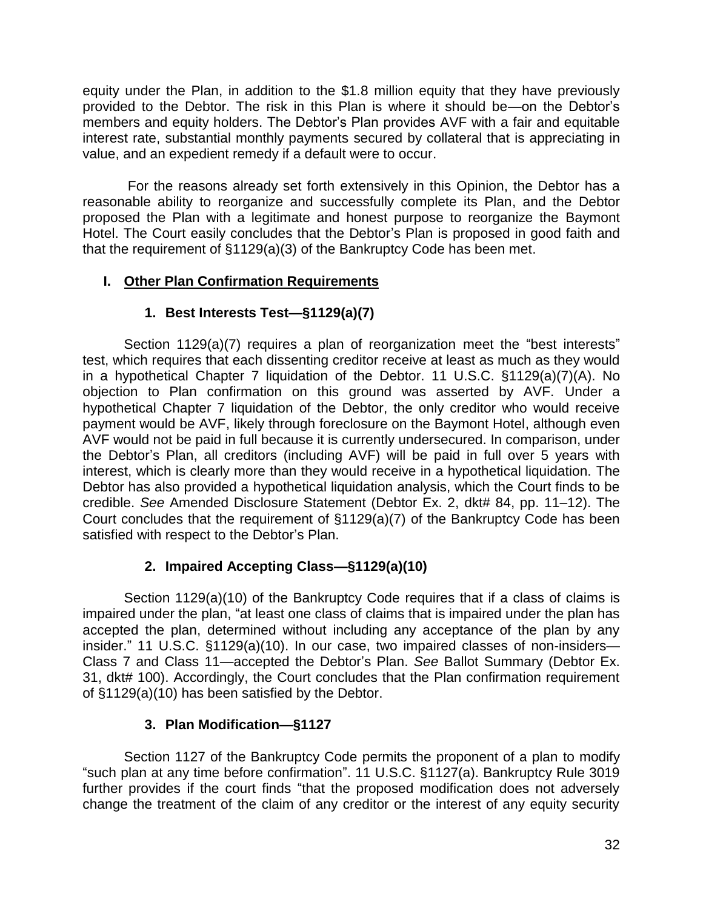equity under the Plan, in addition to the $1.8 million equity that they have previously provided to the Debtor. The risk in this Plan is where it should be—on the Debtor's members and equity holders. The Debtor's Plan provides AVF with a fair and equitable interest rate, substantial monthly payments secured by collateral that is appreciating in value, and an expedient remedy if a default were to occur.

For the reasons already set forth extensively in this Opinion, the Debtor has a reasonable ability to reorganize and successfully complete its Plan, and the Debtor proposed the Plan with a legitimate and honest purpose to reorganize the Baymont Hotel. The Court easily concludes that the Debtor's Plan is proposed in good faith and that the requirement of §1129(a)(3) of the Bankruptcy Code has been met.

## I. Other Plan Confirmation Requirements

### 1. Best Interests Test—§1129(a)(7)

Section 1129(a)(7) requires a plan of reorganization meet the "best interests" test, which requires that each dissenting creditor receive at least as much as they would in a hypothetical Chapter 7 liquidation of the Debtor. 11 U.S.C. §1129(a)(7)(A). No objection to Plan confirmation on this ground was asserted by AVF. Under a hypothetical Chapter 7 liquidation of the Debtor, the only creditor who would receive payment would be AVF, likely through foreclosure on the Baymont Hotel, although even AVF would not be paid in full because it is currently undersecured. In comparison, under the Debtor's Plan, all creditors (including AVF) will be paid in full over 5 years with interest, which is clearly more than they would receive in a hypothetical liquidation. The Debtor has also provided a hypothetical liquidation analysis, which the Court finds to be credible. *See* Amended Disclosure Statement (Debtor Ex. 2, dkt# 84, pp. 11–12). The Court concludes that the requirement of §1129(a)(7) of the Bankruptcy Code has been satisfied with respect to the Debtor's Plan.

### 2. Impaired Accepting Class—§1129(a)(10)

Section 1129(a)(10) of the Bankruptcy Code requires that if a class of claims is impaired under the plan, "at least one class of claims that is impaired under the plan has accepted the plan, determined without including any acceptance of the plan by any insider." 11 U.S.C. §1129(a)(10). In our case, two impaired classes of non-insiders—Class 7 and Class 11—accepted the Debtor's Plan. *See* Ballot Summary (Debtor Ex. 31, dkt# 100). Accordingly, the Court concludes that the Plan confirmation requirement of §1129(a)(10) has been satisfied by the Debtor.

### 3. Plan Modification—§1127

Section 1127 of the Bankruptcy Code permits the proponent of a plan to modify "such plan at any time before confirmation". 11 U.S.C. §1127(a). Bankruptcy Rule 3019 further provides if the court finds "that the proposed modification does not adversely change the treatment of the claim of any creditor or the interest of any equity security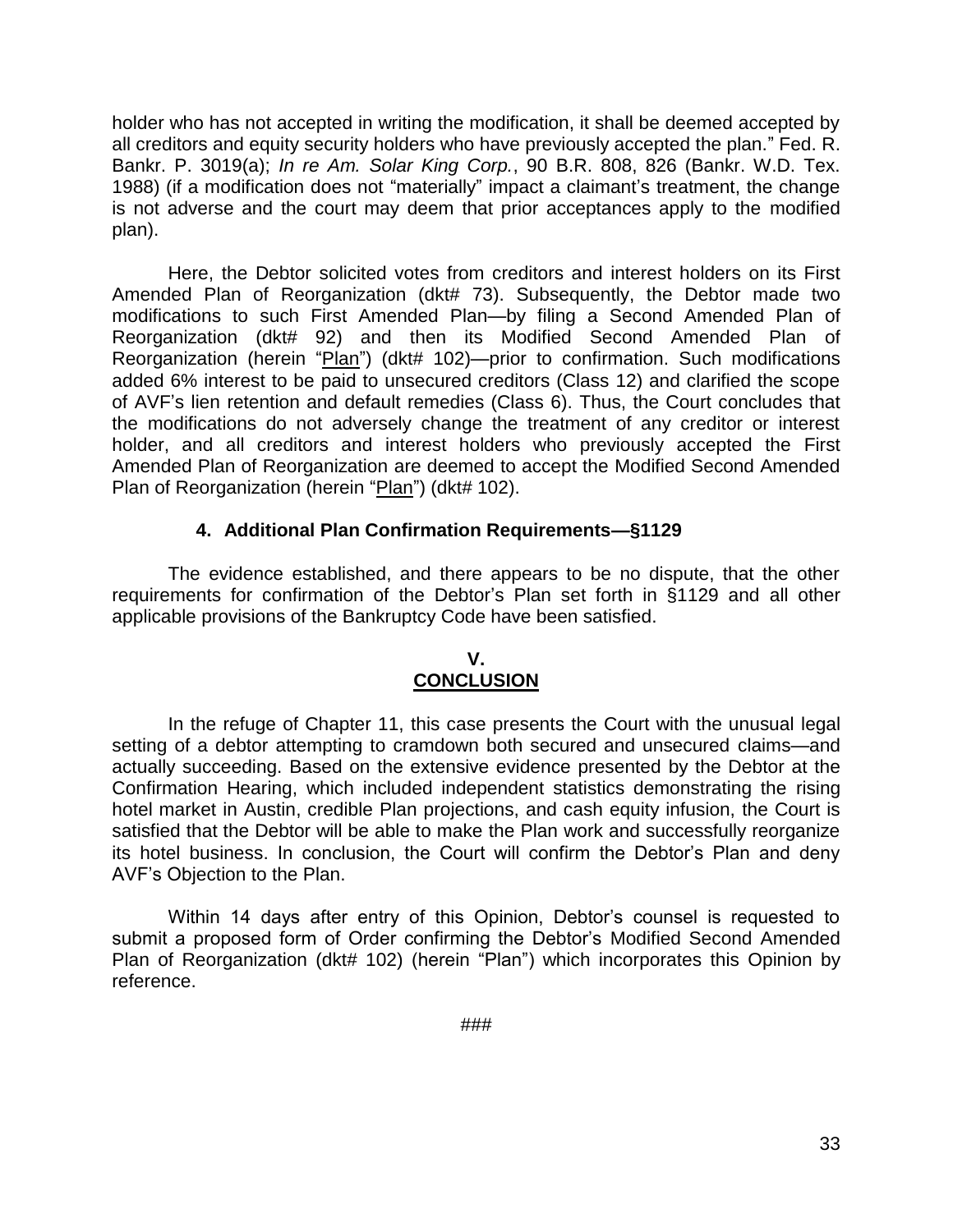holder who has not accepted in writing the modification, it shall be deemed accepted by all creditors and equity security holders who have previously accepted the plan." Fed. R. Bankr. P. 3019(a); *In re Am. Solar King Corp.*, 90 B.R. 808, 826 (Bankr. W.D. Tex. 1988) (if a modification does not "materially" impact a claimant's treatment, the change is not adverse and the court may deem that prior acceptances apply to the modified plan).

Here, the Debtor solicited votes from creditors and interest holders on its First Amended Plan of Reorganization (dkt# 73). Subsequently, the Debtor made two modifications to such First Amended Plan—by filing a Second Amended Plan of Reorganization (dkt# 92) and then its Modified Second Amended Plan of Reorganization (herein "Plan") (dkt# 102)—prior to confirmation. Such modifications added 6% interest to be paid to unsecured creditors (Class 12) and clarified the scope of AVF's lien retention and default remedies (Class 6). Thus, the Court concludes that the modifications do not adversely change the treatment of any creditor or interest holder, and all creditors and interest holders who previously accepted the First Amended Plan of Reorganization are deemed to accept the Modified Second Amended Plan of Reorganization (herein "Plan") (dkt# 102).

### 4. Additional Plan Confirmation Requirements—§1129

The evidence established, and there appears to be no dispute, that the other requirements for confirmation of the Debtor's Plan set forth in §1129 and all other applicable provisions of the Bankruptcy Code have been satisfied.

## V. CONCLUSION

In the refuge of Chapter 11, this case presents the Court with the unusual legal setting of a debtor attempting to cramdown both secured and unsecured claims—and actually succeeding. Based on the extensive evidence presented by the Debtor at the Confirmation Hearing, which included independent statistics demonstrating the rising hotel market in Austin, credible Plan projections, and cash equity infusion, the Court is satisfied that the Debtor will be able to make the Plan work and successfully reorganize its hotel business. In conclusion, the Court will confirm the Debtor's Plan and deny AVF's Objection to the Plan.

Within 14 days after entry of this Opinion, Debtor's counsel is requested to submit a proposed form of Order confirming the Debtor's Modified Second Amended Plan of Reorganization (dkt# 102) (herein "Plan") which incorporates this Opinion by reference.

###